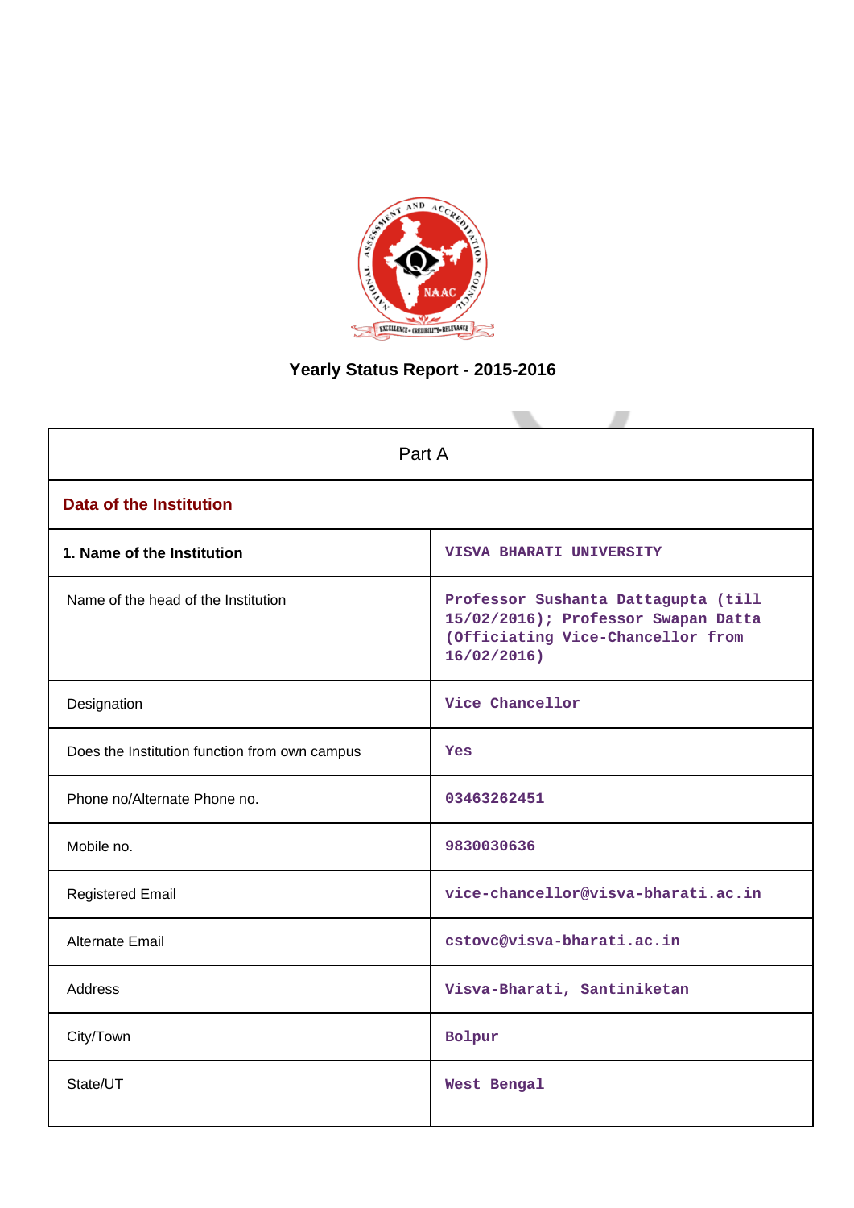# Yearly Status Report - 2015-2016

| Part A | |
|---|---|
| **Data of the Institution** | |
| **1. Name of the Institution** | VISVA BHARATI UNIVERSITY |
| Name of the head of the Institution | Professor Sushanta Dattagupta (till 15/02/2016); Professor Swapan Datta (Officiating Vice-Chancellor from 16/02/2016) |
| Designation | Vice Chancellor |
| Does the Institution function from own campus | Yes |
| Phone no/Alternate Phone no. | 03463262451 |
| Mobile no. | 9830030636 |
| Registered Email | vice-chancellor@visva-bharati.ac.in |
| Alternate Email | cstovc@visva-bharati.ac.in |
| Address | Visva-Bharati, Santiniketan |
| City/Town | Bolpur |
| State/UT | West Bengal |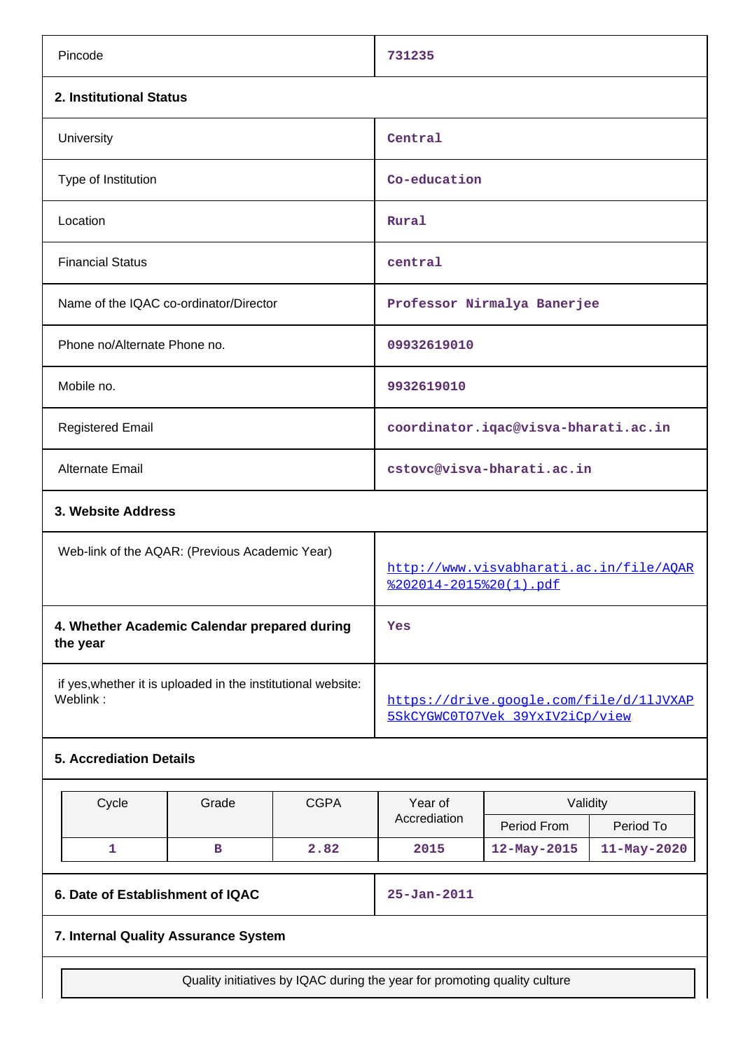| | |
|---|---|
| Pincode | 731235 |

**2. Institutional Status**

| | |
|---|---|
| University | Central |
| Type of Institution | Co-education |
| Location | Rural |
| Financial Status | central |
| Name of the IQAC co-ordinator/Director | Professor Nirmalya Banerjee |
| Phone no/Alternate Phone no. | 09932619010 |
| Mobile no. | 9932619010 |
| Registered Email | coordinator.iqac@visva-bharati.ac.in |
| Alternate Email | cstovc@visva-bharati.ac.in |

**3. Website Address**

| | |
|---|---|
| Web-link of the AQAR: (Previous Academic Year) | http://www.visvabharati.ac.in/file/AQAR%202014-2015%20(1).pdf |
| **4. Whether Academic Calendar prepared during the year** | Yes |
| if yes,whether it is uploaded in the institutional website: Weblink : | https://drive.google.com/file/d/1lJVXAP5SkCYGWC0TO7Vek_39YxIV2iCp/view |

**5. Accrediation Details**

| Cycle | Grade | CGPA | Year of Accrediation | Validity | |
|---|---|---|---|---|---|
| | | | | Period From | Period To |
| 1 | B | 2.82 | 2015 | 12-May-2015 | 11-May-2020 |

| | |
|---|---|
| **6. Date of Establishment of IQAC** | 25-Jan-2011 |

**7. Internal Quality Assurance System**

| Quality initiatives by IQAC during the year for promoting quality culture |
|---|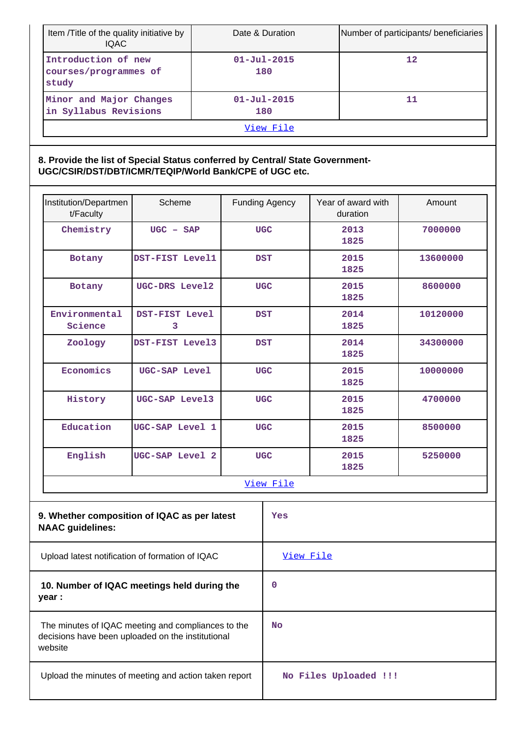| Item /Title of the quality initiative by IQAC | Date & Duration | Number of participants/ beneficiaries |
|---|---|---|
| Introduction of new courses/programmes of study | 01-Jul-2015 180 | 12 |
| Minor and Major Changes in Syllabus Revisions | 01-Jul-2015 180 | 11 |
| View File | | |

**8. Provide the list of Special Status conferred by Central/ State Government-UGC/CSIR/DST/DBT/ICMR/TEQIP/World Bank/CPE of UGC etc.**

| Institution/Department/Faculty | Scheme | Funding Agency | Year of award with duration | Amount |
|---|---|---|---|---|
| Chemistry | UGC – SAP | UGC | 2013 1825 | 7000000 |
| Botany | DST-FIST Level1 | DST | 2015 1825 | 13600000 |
| Botany | UGC-DRS Level2 | UGC | 2015 1825 | 8600000 |
| Environmental Science | DST-FIST Level 3 | DST | 2014 1825 | 10120000 |
| Zoology | DST-FIST Level3 | DST | 2014 1825 | 34300000 |
| Economics | UGC-SAP Level | UGC | 2015 1825 | 10000000 |
| History | UGC-SAP Level3 | UGC | 2015 1825 | 4700000 |
| Education | UGC-SAP Level 1 | UGC | 2015 1825 | 8500000 |
| English | UGC-SAP Level 2 | UGC | 2015 1825 | 5250000 |
| View File | | | | |

| | |
|---|---|
| **9. Whether composition of IQAC as per latest NAAC guidelines:** | Yes |
| Upload latest notification of formation of IQAC | View File |
| **10. Number of IQAC meetings held during the year :** | 0 |
| The minutes of IQAC meeting and compliances to the decisions have been uploaded on the institutional website | No |
| Upload the minutes of meeting and action taken report | No Files Uploaded !!! |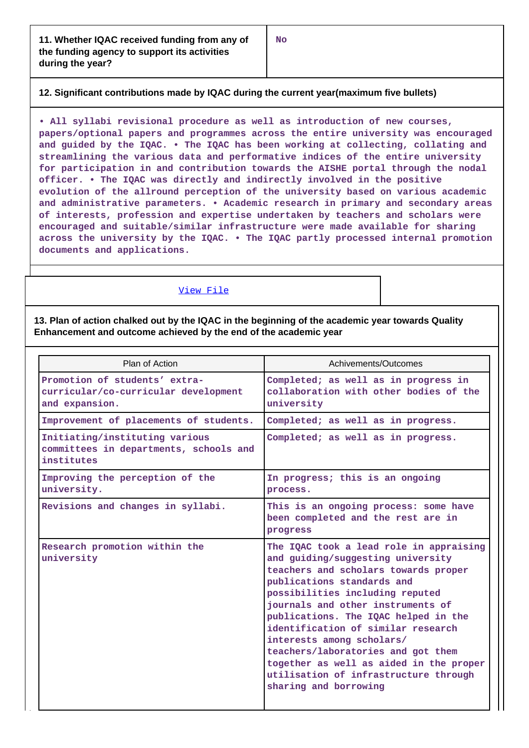| 11. Whether IQAC received funding from any of the funding agency to support its activities during the year? | No |
|---|---|

**12. Significant contributions made by IQAC during the current year(maximum five bullets)**

• All syllabi revisional procedure as well as introduction of new courses, papers/optional papers and programmes across the entire university was encouraged and guided by the IQAC. • The IQAC has been working at collecting, collating and streamlining the various data and performative indices of the entire university for participation in and contribution towards the AISHE portal through the nodal officer. • The IQAC was directly and indirectly involved in the positive evolution of the allround perception of the university based on various academic and administrative parameters. • Academic research in primary and secondary areas of interests, profession and expertise undertaken by teachers and scholars were encouraged and suitable/similar infrastructure were made available for sharing across the university by the IQAC. • The IQAC partly processed internal promotion documents and applications.

View File

**13. Plan of action chalked out by the IQAC in the beginning of the academic year towards Quality Enhancement and outcome achieved by the end of the academic year**

| Plan of Action | Achivements/Outcomes |
|---|---|
| Promotion of students' extra-curricular/co-curricular development and expansion. | Completed; as well as in progress in collaboration with other bodies of the university |
| Improvement of placements of students. | Completed; as well as in progress. |
| Initiating/instituting various committees in departments, schools and institutes | Completed; as well as in progress. |
| Improving the perception of the university. | In progress; this is an ongoing process. |
| Revisions and changes in syllabi. | This is an ongoing process: some have been completed and the rest are in progress |
| Research promotion within the university | The IQAC took a lead role in appraising and guiding/suggesting university teachers and scholars towards proper publications standards and possibilities including reputed journals and other instruments of publications. The IQAC helped in the identification of similar research interests among scholars/ teachers/laboratories and got them together as well as aided in the proper utilisation of infrastructure through sharing and borrowing |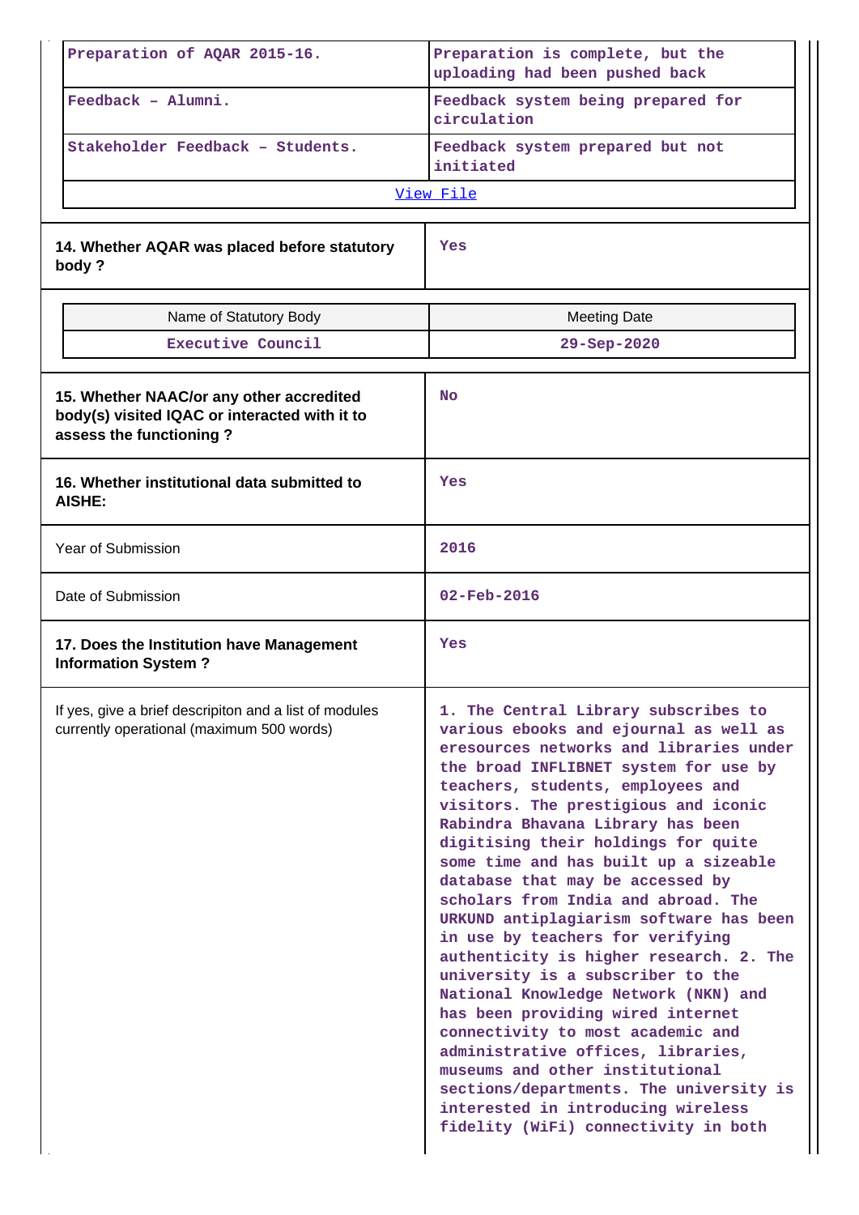| Preparation of AQAR 2015-16. | Preparation is complete, but the uploading had been pushed back |
|---|---|
| Feedback – Alumni. | Feedback system being prepared for circulation |
| Stakeholder Feedback – Students. | Feedback system prepared but not initiated |
| View File | |

| **14. Whether AQAR was placed before statutory body ?** | Yes |
|---|---|

| Name of Statutory Body | Meeting Date |
|---|---|
| Executive Council | 29-Sep-2020 |

| **15. Whether NAAC/or any other accredited body(s) visited IQAC or interacted with it to assess the functioning ?** | No |
|---|---|
| **16. Whether institutional data submitted to AISHE:** | Yes |
| Year of Submission | 2016 |
| Date of Submission | 02-Feb-2016 |
| **17. Does the Institution have Management Information System ?** | Yes |
| If yes, give a brief descripiton and a list of modules currently operational (maximum 500 words) | 1. The Central Library subscribes to various ebooks and ejournal as well as eresources networks and libraries under the broad INFLIBNET system for use by teachers, students, employees and visitors. The prestigious and iconic Rabindra Bhavana Library has been digitising their holdings for quite some time and has built up a sizeable database that may be accessed by scholars from India and abroad. The URKUND antiplagiarism software has been in use by teachers for verifying authenticity is higher research. 2. The university is a subscriber to the National Knowledge Network (NKN) and has been providing wired internet connectivity to most academic and administrative offices, libraries, museums and other institutional sections/departments. The university is interested in introducing wireless fidelity (WiFi) connectivity in both |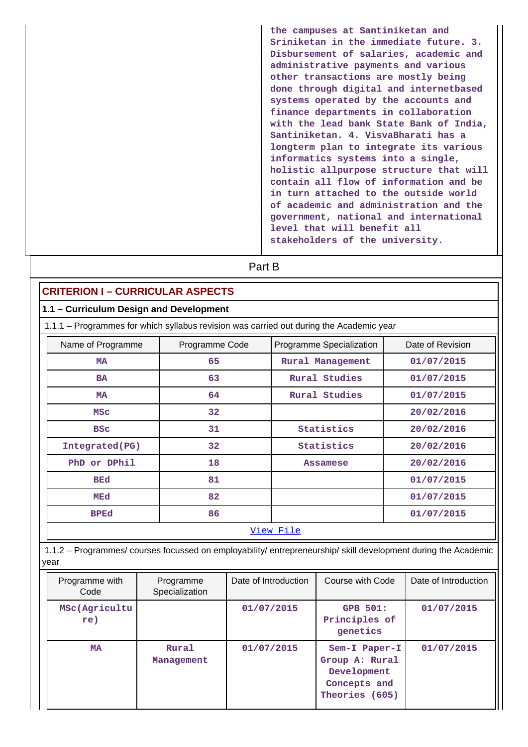the campuses at Santiniketan and Sriniketan in the immediate future. 3. Disbursement of salaries, academic and administrative payments and various other transactions are mostly being done through digital and internetbased systems operated by the accounts and finance departments in collaboration with the lead bank State Bank of India, Santiniketan. 4. VisvaBharati has a longterm plan to integrate its various informatics systems into a single, holistic allpurpose structure that will contain all flow of information and be in turn attached to the outside world of academic and administration and the government, national and international level that will benefit all stakeholders of the university.

## Part B

### CRITERION I – CURRICULAR ASPECTS

#### 1.1 – Curriculum Design and Development

1.1.1 – Programmes for which syllabus revision was carried out during the Academic year

| Name of Programme | Programme Code | Programme Specialization | Date of Revision |
|---|---|---|---|
| MA | 65 | Rural Management | 01/07/2015 |
| BA | 63 | Rural Studies | 01/07/2015 |
| MA | 64 | Rural Studies | 01/07/2015 |
| MSc | 32 | | 20/02/2016 |
| BSc | 31 | Statistics | 20/02/2016 |
| Integrated(PG) | 32 | Statistics | 20/02/2016 |
| PhD or DPhil | 18 | Assamese | 20/02/2016 |
| BEd | 81 | | 01/07/2015 |
| MEd | 82 | | 01/07/2015 |
| BPEd | 86 | | 01/07/2015 |

View File

1.1.2 – Programmes/ courses focussed on employability/ entrepreneurship/ skill development during the Academic year

| Programme with Code | Programme Specialization | Date of Introduction | Course with Code | Date of Introduction |
|---|---|---|---|---|
| MSc(Agriculture) | | 01/07/2015 | GPB 501: Principles of genetics | 01/07/2015 |
| MA | Rural Management | 01/07/2015 | Sem-I Paper-I Group A: Rural Development Concepts and Theories (605) | 01/07/2015 |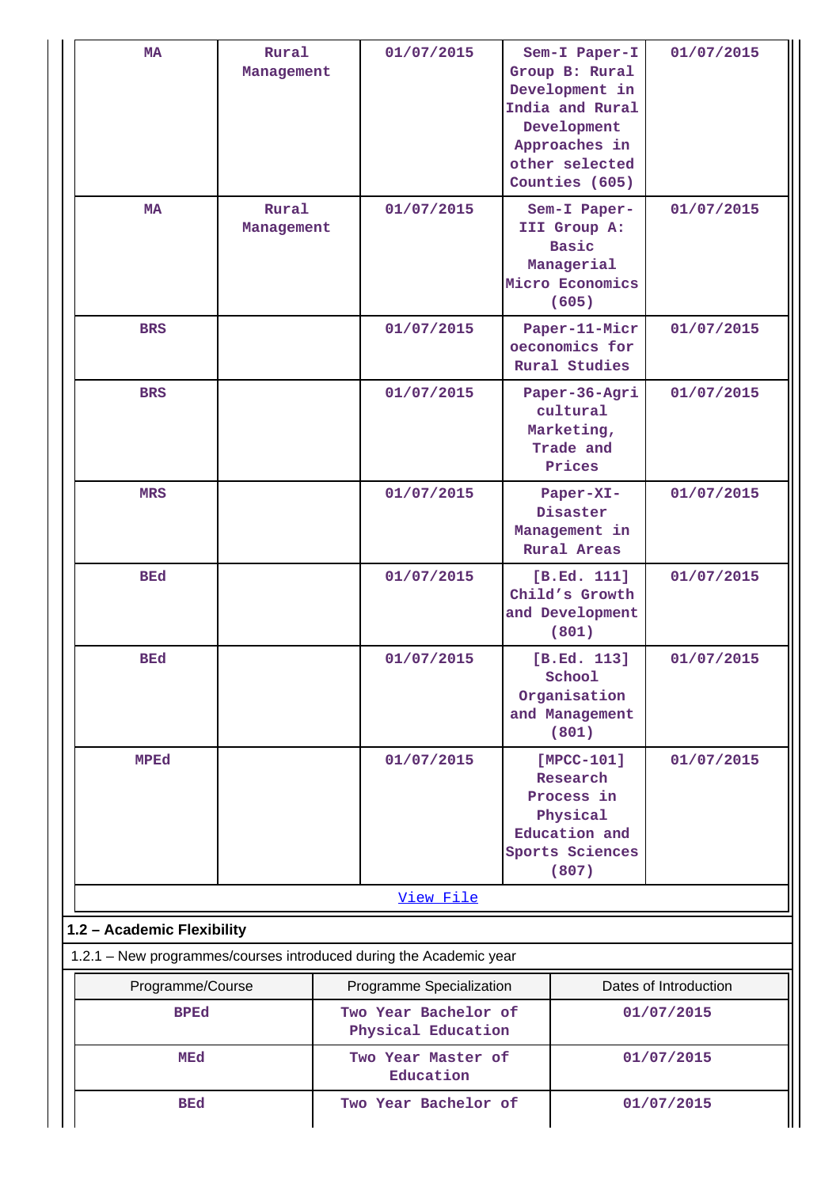| MA | Rural Management | 01/07/2015 | Sem-I Paper-I Group B: Rural Development in India and Rural Development Approaches in other selected Counties (605) | 01/07/2015 |
|---|---|---|---|---|
| MA | Rural Management | 01/07/2015 | Sem-I Paper-III Group A: Basic Managerial Micro Economics (605) | 01/07/2015 |
| BRS | | 01/07/2015 | Paper-11-Microeconomics for Rural Studies | 01/07/2015 |
| BRS | | 01/07/2015 | Paper-36-Agricultural Marketing, Trade and Prices | 01/07/2015 |
| MRS | | 01/07/2015 | Paper-XI-Disaster Management in Rural Areas | 01/07/2015 |
| BEd | | 01/07/2015 | [B.Ed. 111] Child's Growth and Development (801) | 01/07/2015 |
| BEd | | 01/07/2015 | [B.Ed. 113] School Organisation and Management (801) | 01/07/2015 |
| MPEd | | 01/07/2015 | [MPCC-101] Research Process in Physical Education and Sports Sciences (807) | 01/07/2015 |

View File

**1.2 – Academic Flexibility**

1.2.1 – New programmes/courses introduced during the Academic year

| Programme/Course | Programme Specialization | Dates of Introduction |
|---|---|---|
| BPEd | Two Year Bachelor of Physical Education | 01/07/2015 |
| MEd | Two Year Master of Education | 01/07/2015 |
| BEd | Two Year Bachelor of | 01/07/2015 |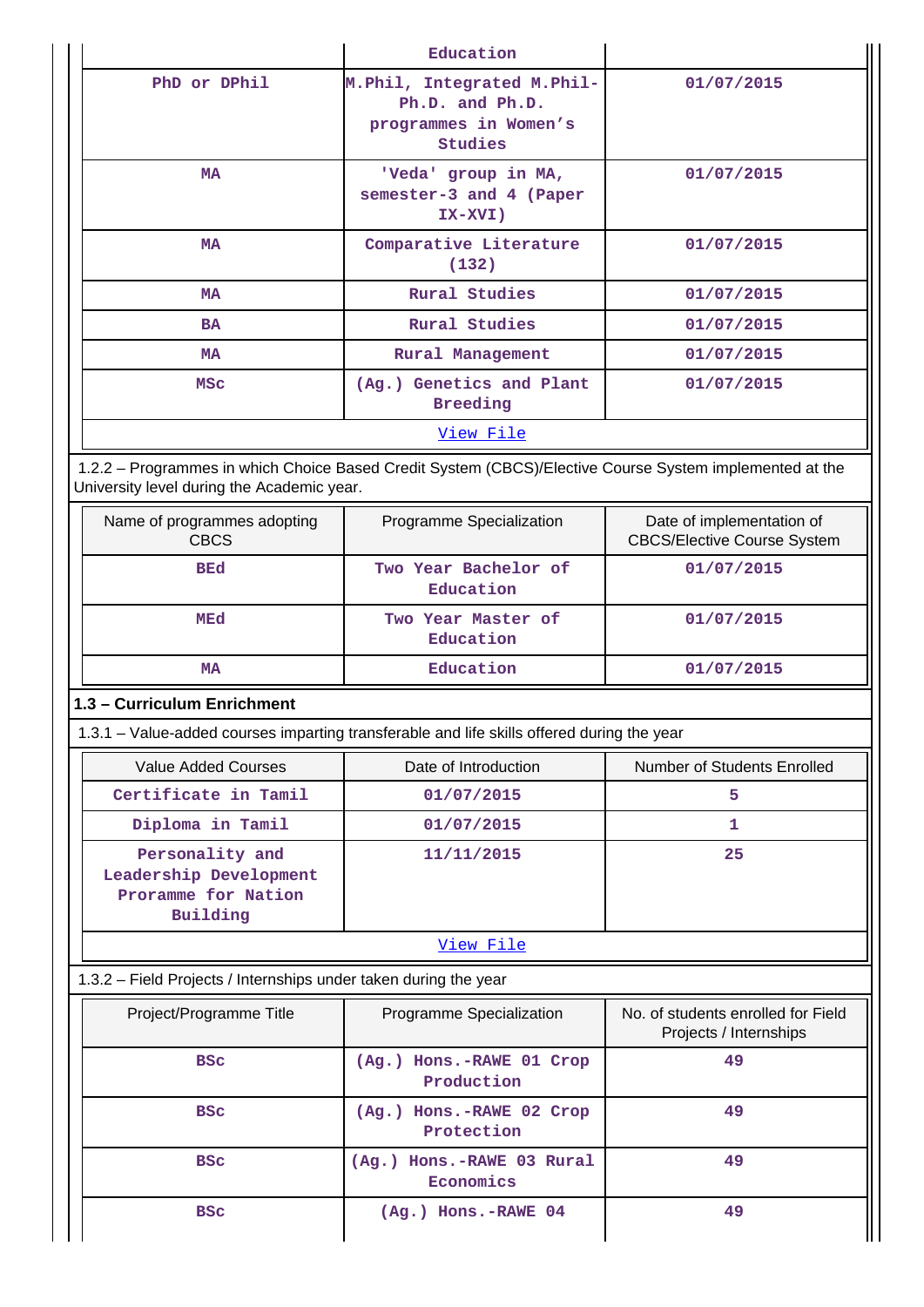| | Education | |
|---|---|---|
| PhD or DPhil | M.Phil, Integrated M.Phil-Ph.D. and Ph.D. programmes in Women's Studies | 01/07/2015 |
| MA | 'Veda' group in MA, semester-3 and 4 (Paper IX-XVI) | 01/07/2015 |
| MA | Comparative Literature (132) | 01/07/2015 |
| MA | Rural Studies | 01/07/2015 |
| BA | Rural Studies | 01/07/2015 |
| MA | Rural Management | 01/07/2015 |
| MSc | (Ag.) Genetics and Plant Breeding | 01/07/2015 |
| | View File | |

1.2.2 – Programmes in which Choice Based Credit System (CBCS)/Elective Course System implemented at the University level during the Academic year.

| Name of programmes adopting CBCS | Programme Specialization | Date of implementation of CBCS/Elective Course System |
|---|---|---|
| BEd | Two Year Bachelor of Education | 01/07/2015 |
| MEd | Two Year Master of Education | 01/07/2015 |
| MA | Education | 01/07/2015 |

**1.3 – Curriculum Enrichment**

1.3.1 – Value-added courses imparting transferable and life skills offered during the year

| Value Added Courses | Date of Introduction | Number of Students Enrolled |
|---|---|---|
| Certificate in Tamil | 01/07/2015 | 5 |
| Diploma in Tamil | 01/07/2015 | 1 |
| Personality and Leadership Development Proramme for Nation Building | 11/11/2015 | 25 |
| | View File | |

1.3.2 – Field Projects / Internships under taken during the year

| Project/Programme Title | Programme Specialization | No. of students enrolled for Field Projects / Internships |
|---|---|---|
| BSc | (Ag.) Hons.-RAWE 01 Crop Production | 49 |
| BSc | (Ag.) Hons.-RAWE 02 Crop Protection | 49 |
| BSc | (Ag.) Hons.-RAWE 03 Rural Economics | 49 |
| BSc | (Ag.) Hons.-RAWE 04 | 49 |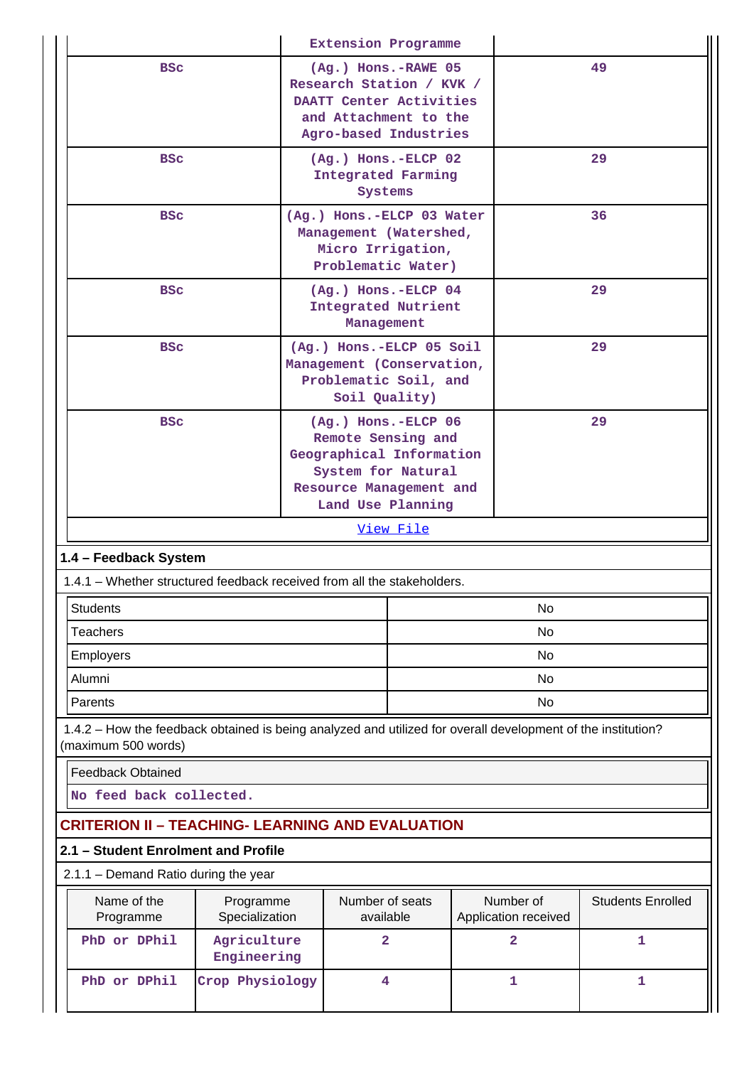| | Extension Programme | |
|---|---|---|
| BSc | (Ag.) Hons.-RAWE 05 Research Station / KVK / DAATT Center Activities and Attachment to the Agro-based Industries | 49 |
| BSc | (Ag.) Hons.-ELCP 02 Integrated Farming Systems | 29 |
| BSc | (Ag.) Hons.-ELCP 03 Water Management (Watershed, Micro Irrigation, Problematic Water) | 36 |
| BSc | (Ag.) Hons.-ELCP 04 Integrated Nutrient Management | 29 |
| BSc | (Ag.) Hons.-ELCP 05 Soil Management (Conservation, Problematic Soil, and Soil Quality) | 29 |
| BSc | (Ag.) Hons.-ELCP 06 Remote Sensing and Geographical Information System for Natural Resource Management and Land Use Planning | 29 |
| | View File | |

### 1.4 – Feedback System

1.4.1 – Whether structured feedback received from all the stakeholders.

| | |
|---|---|
| Students | No |
| Teachers | No |
| Employers | No |
| Alumni | No |
| Parents | No |

1.4.2 – How the feedback obtained is being analyzed and utilized for overall development of the institution? (maximum 500 words)

| Feedback Obtained |
|---|
| No feed back collected. |

## CRITERION II – TEACHING- LEARNING AND EVALUATION

### 2.1 – Student Enrolment and Profile

2.1.1 – Demand Ratio during the year

| Name of the Programme | Programme Specialization | Number of seats available | Number of Application received | Students Enrolled |
|---|---|---|---|---|
| PhD or DPhil | Agriculture Engineering | 2 | 2 | 1 |
| PhD or DPhil | Crop Physiology | 4 | 1 | 1 |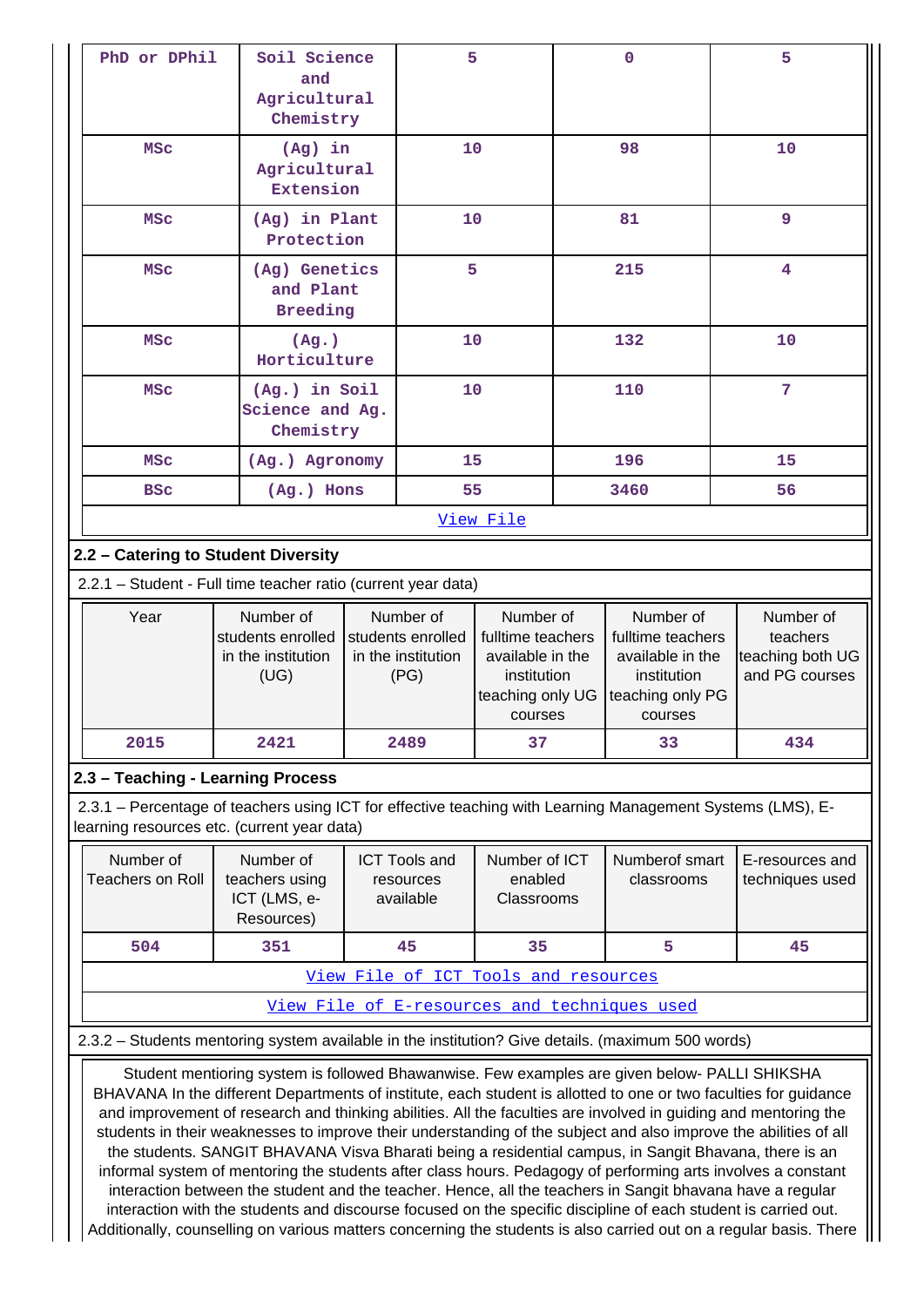| PhD or DPhil | Soil Science and Agricultural Chemistry | 5 | 0 | 5 |
|---|---|---|---|---|
| MSc | (Ag) in Agricultural Extension | 10 | 98 | 10 |
| MSc | (Ag) in Plant Protection | 10 | 81 | 9 |
| MSc | (Ag) Genetics and Plant Breeding | 5 | 215 | 4 |
| MSc | (Ag.) Horticulture | 10 | 132 | 10 |
| MSc | (Ag.) in Soil Science and Ag. Chemistry | 10 | 110 | 7 |
| MSc | (Ag.) Agronomy | 15 | 196 | 15 |
| BSc | (Ag.) Hons | 55 | 3460 | 56 |

View File

## 2.2 – Catering to Student Diversity

2.2.1 – Student - Full time teacher ratio (current year data)

| Year | Number of students enrolled in the institution (UG) | Number of students enrolled in the institution (PG) | Number of fulltime teachers available in the institution teaching only UG courses | Number of fulltime teachers available in the institution teaching only PG courses | Number of teachers teaching both UG and PG courses |
|---|---|---|---|---|---|
| 2015 | 2421 | 2489 | 37 | 33 | 434 |

## 2.3 – Teaching - Learning Process

2.3.1 – Percentage of teachers using ICT for effective teaching with Learning Management Systems (LMS), E-learning resources etc. (current year data)

| Number of Teachers on Roll | Number of teachers using ICT (LMS, e-Resources) | ICT Tools and resources available | Number of ICT enabled Classrooms | Numberof smart classrooms | E-resources and techniques used |
|---|---|---|---|---|---|
| 504 | 351 | 45 | 35 | 5 | 45 |

View File of ICT Tools and resources

View File of E-resources and techniques used

2.3.2 – Students mentoring system available in the institution? Give details. (maximum 500 words)

Student mentioning system is followed Bhawanwise. Few examples are given below- PALLI SHIKSHA BHAVANA In the different Departments of institute, each student is allotted to one or two faculties for guidance and improvement of research and thinking abilities. All the faculties are involved in guiding and mentoring the students in their weaknesses to improve their understanding of the subject and also improve the abilities of all the students. SANGIT BHAVANA Visva Bharati being a residential campus, in Sangit Bhavana, there is an informal system of mentoring the students after class hours. Pedagogy of performing arts involves a constant interaction between the student and the teacher. Hence, all the teachers in Sangit bhavana have a regular interaction with the students and discourse focused on the specific discipline of each student is carried out. Additionally, counselling on various matters concerning the students is also carried out on a regular basis. There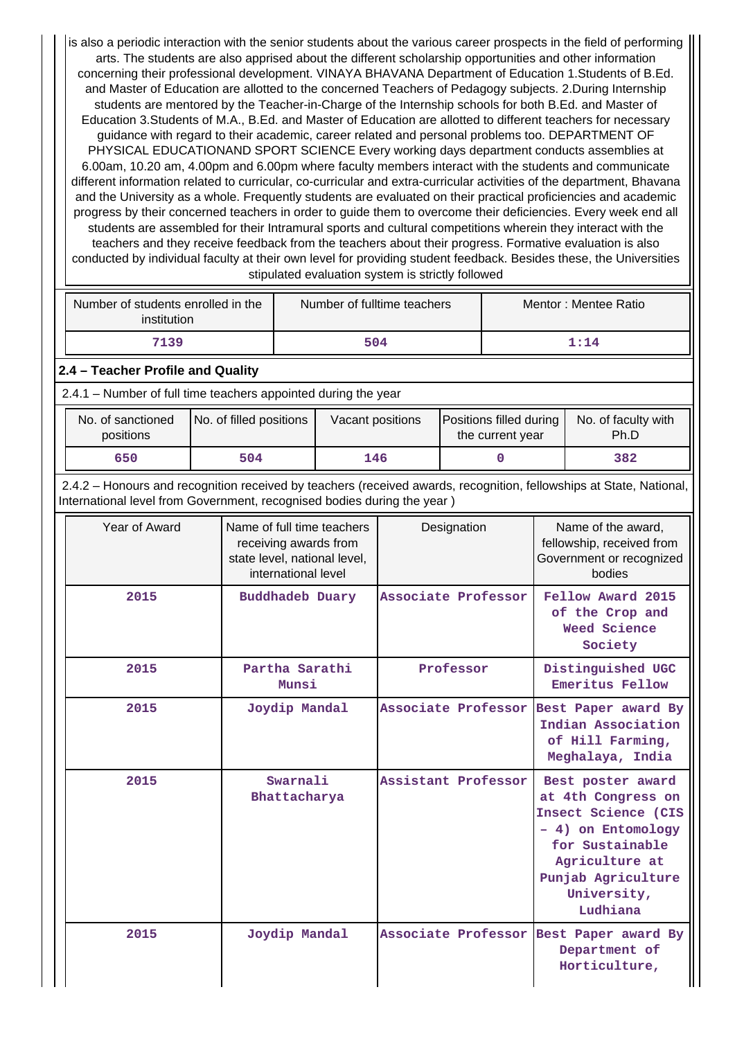is also a periodic interaction with the senior students about the various career prospects in the field of performing arts. The students are also apprised about the different scholarship opportunities and other information concerning their professional development. VINAYA BHAVANA Department of Education 1.Students of B.Ed. and Master of Education are allotted to the concerned Teachers of Pedagogy subjects. 2.During Internship students are mentored by the Teacher-in-Charge of the Internship schools for both B.Ed. and Master of Education 3.Students of M.A., B.Ed. and Master of Education are allotted to different teachers for necessary guidance with regard to their academic, career related and personal problems too. DEPARTMENT OF PHYSICAL EDUCATIONAND SPORT SCIENCE Every working days department conducts assemblies at 6.00am, 10.20 am, 4.00pm and 6.00pm where faculty members interact with the students and communicate different information related to curricular, co-curricular and extra-curricular activities of the department, Bhavana and the University as a whole. Frequently students are evaluated on their practical proficiencies and academic progress by their concerned teachers in order to guide them to overcome their deficiencies. Every week end all students are assembled for their Intramural sports and cultural competitions wherein they interact with the teachers and they receive feedback from the teachers about their progress. Formative evaluation is also conducted by individual faculty at their own level for providing student feedback. Besides these, the Universities stipulated evaluation system is strictly followed

| Number of students enrolled in the institution | Number of fulltime teachers | Mentor : Mentee Ratio |
|---|---|---|
| 7139 | 504 | 1:14 |

**2.4 – Teacher Profile and Quality**

2.4.1 – Number of full time teachers appointed during the year

| No. of sanctioned positions | No. of filled positions | Vacant positions | Positions filled during the current year | No. of faculty with Ph.D |
|---|---|---|---|---|
| 650 | 504 | 146 | 0 | 382 |

2.4.2 – Honours and recognition received by teachers (received awards, recognition, fellowships at State, National, International level from Government, recognised bodies during the year )

| Year of Award | Name of full time teachers receiving awards from state level, national level, international level | Designation | Name of the award, fellowship, received from Government or recognized bodies |
|---|---|---|---|
| 2015 | Buddhadeb Duary | Associate Professor | Fellow Award 2015 of the Crop and Weed Science Society |
| 2015 | Partha Sarathi Munsi | Professor | Distinguished UGC Emeritus Fellow |
| 2015 | Joydip Mandal | Associate Professor | Best Paper award By Indian Association of Hill Farming, Meghalaya, India |
| 2015 | Swarnali Bhattacharya | Assistant Professor | Best poster award at 4th Congress on Insect Science (CIS – 4) on Entomology for Sustainable Agriculture at Punjab Agriculture University, Ludhiana |
| 2015 | Joydip Mandal | Associate Professor | Best Paper award By Department of Horticulture, |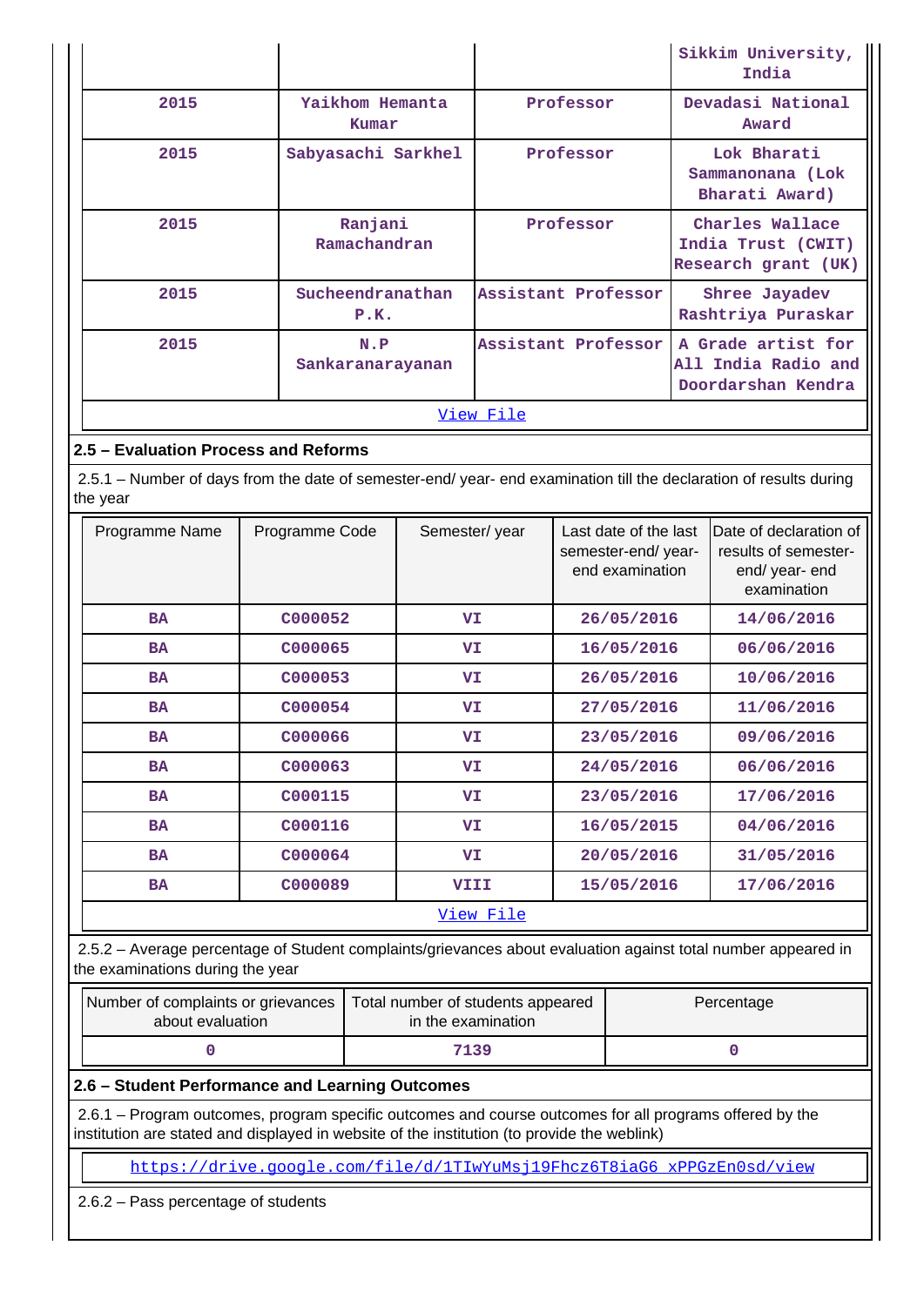| | | | Sikkim University, India |
|---|---|---|---|
| 2015 | Yaikhom Hemanta Kumar | Professor | Devadasi National Award |
| 2015 | Sabyasachi Sarkhel | Professor | Lok Bharati Sammanonana (Lok Bharati Award) |
| 2015 | Ranjani Ramachandran | Professor | Charles Wallace India Trust (CWIT) Research grant (UK) |
| 2015 | Sucheendranathan P.K. | Assistant Professor | Shree Jayadev Rashtriya Puraskar |
| 2015 | N.P Sankaranarayanan | Assistant Professor | A Grade artist for All India Radio and Doordarshan Kendra |

View File

**2.5 – Evaluation Process and Reforms**

2.5.1 – Number of days from the date of semester-end/ year- end examination till the declaration of results during the year

| Programme Name | Programme Code | Semester/ year | Last date of the last semester-end/ year- end examination | Date of declaration of results of semester- end/ year- end examination |
|---|---|---|---|---|
| BA | C000052 | VI | 26/05/2016 | 14/06/2016 |
| BA | C000065 | VI | 16/05/2016 | 06/06/2016 |
| BA | C000053 | VI | 26/05/2016 | 10/06/2016 |
| BA | C000054 | VI | 27/05/2016 | 11/06/2016 |
| BA | C000066 | VI | 23/05/2016 | 09/06/2016 |
| BA | C000063 | VI | 24/05/2016 | 06/06/2016 |
| BA | C000115 | VI | 23/05/2016 | 17/06/2016 |
| BA | C000116 | VI | 16/05/2015 | 04/06/2016 |
| BA | C000064 | VI | 20/05/2016 | 31/05/2016 |
| BA | C000089 | VIII | 15/05/2016 | 17/06/2016 |

View File

2.5.2 – Average percentage of Student complaints/grievances about evaluation against total number appeared in the examinations during the year

| Number of complaints or grievances about evaluation | Total number of students appeared in the examination | Percentage |
|---|---|---|
| 0 | 7139 | 0 |

**2.6 – Student Performance and Learning Outcomes**

2.6.1 – Program outcomes, program specific outcomes and course outcomes for all programs offered by the institution are stated and displayed in website of the institution (to provide the weblink)

https://drive.google.com/file/d/1TIwYuMsj19Fhcz6T8iaG6_xPPGzEn0sd/view

2.6.2 – Pass percentage of students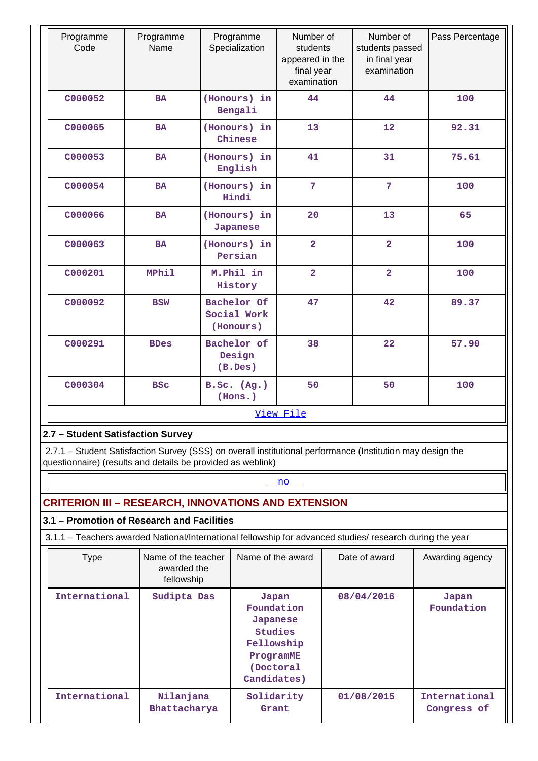| Programme Code | Programme Name | Programme Specialization | Number of students appeared in the final year examination | Number of students passed in final year examination | Pass Percentage |
|---|---|---|---|---|---|
| C000052 | BA | (Honours) in Bengali | 44 | 44 | 100 |
| C000065 | BA | (Honours) in Chinese | 13 | 12 | 92.31 |
| C000053 | BA | (Honours) in English | 41 | 31 | 75.61 |
| C000054 | BA | (Honours) in Hindi | 7 | 7 | 100 |
| C000066 | BA | (Honours) in Japanese | 20 | 13 | 65 |
| C000063 | BA | (Honours) in Persian | 2 | 2 | 100 |
| C000201 | MPhil | M.Phil in History | 2 | 2 | 100 |
| C000092 | BSW | Bachelor Of Social Work (Honours) | 47 | 42 | 89.37 |
| C000291 | BDes | Bachelor of Design (B.Des) | 38 | 22 | 57.90 |
| C000304 | BSc | B.Sc. (Ag.) (Hons.) | 50 | 50 | 100 |

View File

**2.7 – Student Satisfaction Survey**

2.7.1 – Student Satisfaction Survey (SSS) on overall institutional performance (Institution may design the questionnaire) (results and details be provided as weblink)

no

## CRITERION III – RESEARCH, INNOVATIONS AND EXTENSION

**3.1 – Promotion of Research and Facilities**

3.1.1 – Teachers awarded National/International fellowship for advanced studies/ research during the year

| Type | Name of the teacher awarded the fellowship | Name of the award | Date of award | Awarding agency |
|---|---|---|---|---|
| International | Sudipta Das | Japan Foundation Japanese Studies Fellowship ProgramME (Doctoral Candidates) | 08/04/2016 | Japan Foundation |
| International | Nilanjana Bhattacharya | Solidarity Grant | 01/08/2015 | International Congress of |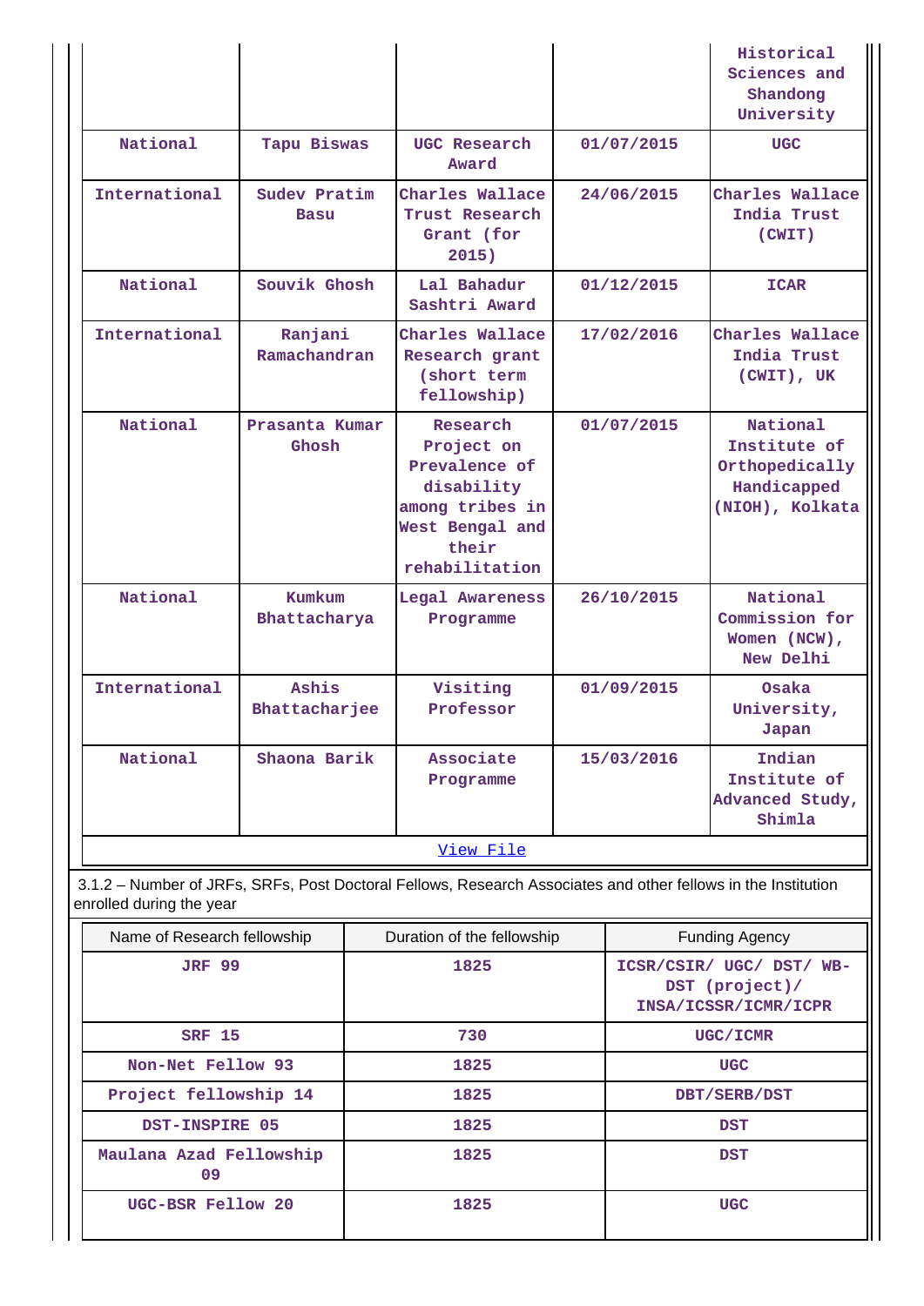| | | | | Historical Sciences and Shandong University |
|---|---|---|---|---|
| National | Tapu Biswas | UGC Research Award | 01/07/2015 | UGC |
| International | Sudev Pratim Basu | Charles Wallace Trust Research Grant (for 2015) | 24/06/2015 | Charles Wallace India Trust (CWIT) |
| National | Souvik Ghosh | Lal Bahadur Sashtri Award | 01/12/2015 | ICAR |
| International | Ranjani Ramachandran | Charles Wallace Research grant (short term fellowship) | 17/02/2016 | Charles Wallace India Trust (CWIT), UK |
| National | Prasanta Kumar Ghosh | Research Project on Prevalence of disability among tribes in West Bengal and their rehabilitation | 01/07/2015 | National Institute of Orthopedically Handicapped (NIOH), Kolkata |
| National | Kumkum Bhattacharya | Legal Awareness Programme | 26/10/2015 | National Commission for Women (NCW), New Delhi |
| International | Ashis Bhattacharjee | Visiting Professor | 01/09/2015 | Osaka University, Japan |
| National | Shaona Barik | Associate Programme | 15/03/2016 | Indian Institute of Advanced Study, Shimla |

[View File]

3.1.2 – Number of JRFs, SRFs, Post Doctoral Fellows, Research Associates and other fellows in the Institution enrolled during the year

| Name of Research fellowship | Duration of the fellowship | Funding Agency |
|---|---|---|
| JRF 99 | 1825 | ICSR/CSIR/ UGC/ DST/ WB-DST (project)/ INSA/ICSSR/ICMR/ICPR |
| SRF 15 | 730 | UGC/ICMR |
| Non-Net Fellow 93 | 1825 | UGC |
| Project fellowship 14 | 1825 | DBT/SERB/DST |
| DST-INSPIRE 05 | 1825 | DST |
| Maulana Azad Fellowship 09 | 1825 | DST |
| UGC-BSR Fellow 20 | 1825 | UGC |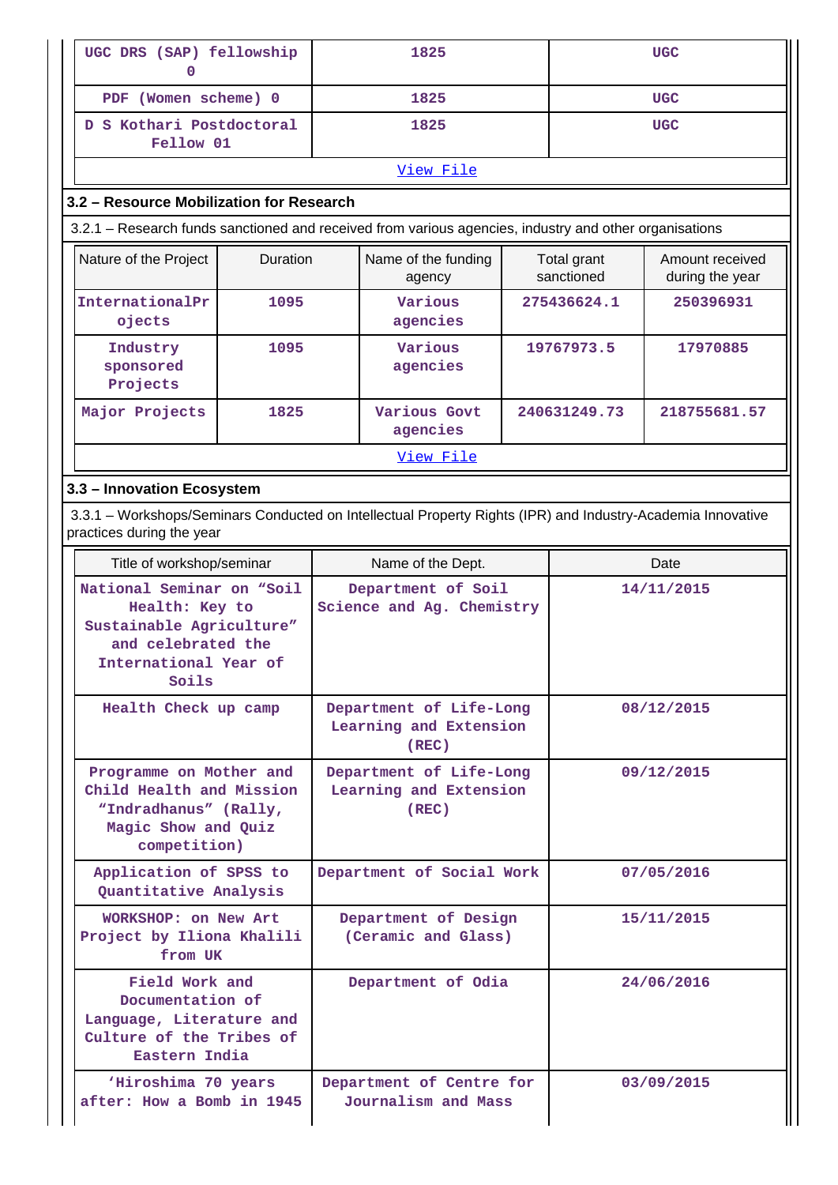| UGC DRS (SAP) fellowship 0 | 1825 | UGC |
|---|---|---|
| PDF (Women scheme) 0 | 1825 | UGC |
| D S Kothari Postdoctoral Fellow 01 | 1825 | UGC |
| View File | | |

### 3.2 – Resource Mobilization for Research

3.2.1 – Research funds sanctioned and received from various agencies, industry and other organisations

| Nature of the Project | Duration | Name of the funding agency | Total grant sanctioned | Amount received during the year |
|---|---|---|---|---|
| InternationalProjects | 1095 | Various agencies | 275436624.1 | 250396931 |
| Industry sponsored Projects | 1095 | Various agencies | 19767973.5 | 17970885 |
| Major Projects | 1825 | Various Govt agencies | 240631249.73 | 218755681.57 |
| View File | | | | |

### 3.3 – Innovation Ecosystem

3.3.1 – Workshops/Seminars Conducted on Intellectual Property Rights (IPR) and Industry-Academia Innovative practices during the year

| Title of workshop/seminar | Name of the Dept. | Date |
|---|---|---|
| National Seminar on "Soil Health: Key to Sustainable Agriculture" and celebrated the International Year of Soils | Department of Soil Science and Ag. Chemistry | 14/11/2015 |
| Health Check up camp | Department of Life-Long Learning and Extension (REC) | 08/12/2015 |
| Programme on Mother and Child Health and Mission "Indradhanus" (Rally, Magic Show and Quiz competition) | Department of Life-Long Learning and Extension (REC) | 09/12/2015 |
| Application of SPSS to Quantitative Analysis | Department of Social Work | 07/05/2016 |
| WORKSHOP: on New Art Project by Iliona Khalili from UK | Department of Design (Ceramic and Glass) | 15/11/2015 |
| Field Work and Documentation of Language, Literature and Culture of the Tribes of Eastern India | Department of Odia | 24/06/2016 |
| 'Hiroshima 70 years after: How a Bomb in 1945 | Department of Centre for Journalism and Mass | 03/09/2015 |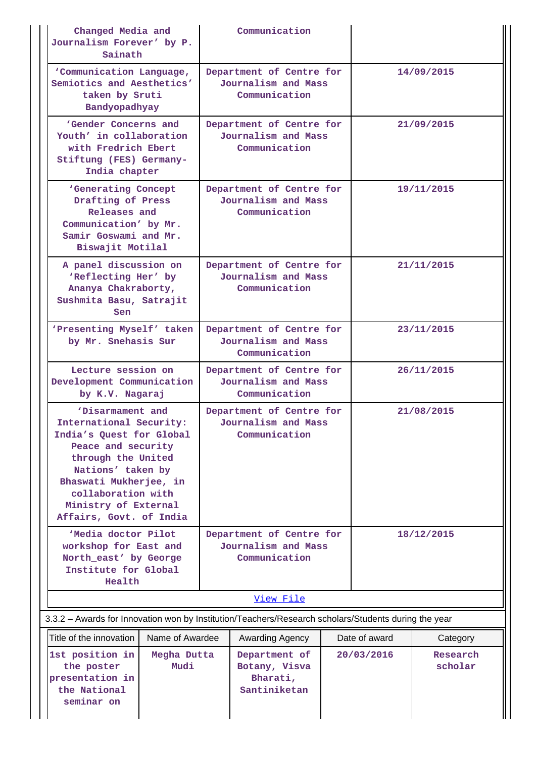| | | |
|---|---|---|
| Changed Media and Journalism Forever' by P. Sainath | Communication | |
| 'Communication Language, Semiotics and Aesthetics' taken by Sruti Bandyopadhyay | Department of Centre for Journalism and Mass Communication | 14/09/2015 |
| 'Gender Concerns and Youth' in collaboration with Fredrich Ebert Stiftung (FES) Germany-India chapter | Department of Centre for Journalism and Mass Communication | 21/09/2015 |
| 'Generating Concept Drafting of Press Releases and Communication' by Mr. Samir Goswami and Mr. Biswajit Motilal | Department of Centre for Journalism and Mass Communication | 19/11/2015 |
| A panel discussion on 'Reflecting Her' by Ananya Chakraborty, Sushmita Basu, Satrajit Sen | Department of Centre for Journalism and Mass Communication | 21/11/2015 |
| 'Presenting Myself' taken by Mr. Snehasis Sur | Department of Centre for Journalism and Mass Communication | 23/11/2015 |
| Lecture session on Development Communication by K.V. Nagaraj | Department of Centre for Journalism and Mass Communication | 26/11/2015 |
| 'Disarmament and International Security: India's Quest for Global Peace and security through the United Nations' taken by Bhaswati Mukherjee, in collaboration with Ministry of External Affairs, Govt. of India | Department of Centre for Journalism and Mass Communication | 21/08/2015 |
| 'Media doctor Pilot workshop for East and North_east' by George Institute for Global Health | Department of Centre for Journalism and Mass Communication | 18/12/2015 |

View File

3.3.2 – Awards for Innovation won by Institution/Teachers/Research scholars/Students during the year

| Title of the innovation | Name of Awardee | Awarding Agency | Date of award | Category |
|---|---|---|---|---|
| 1st position in the poster presentation in the National seminar on | Megha Dutta Mudi | Department of Botany, Visva Bharati, Santiniketan | 20/03/2016 | Research scholar |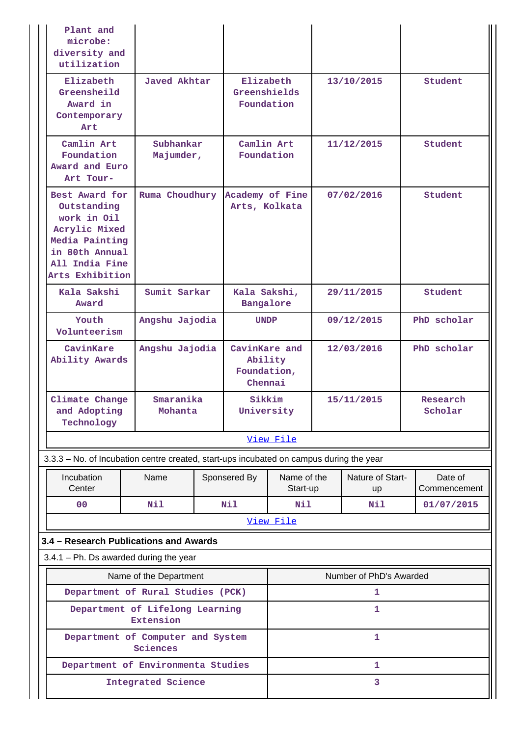| | | | | |
|---|---|---|---|---|
| Plant and microbe: diversity and utilization | | | | |
| Elizabeth Greensheild Award in Contemporary Art | Javed Akhtar | Elizabeth Greenshields Foundation | 13/10/2015 | Student |
| Camlin Art Foundation Award and Euro Art Tour- | Subhankar Majumder, | Camlin Art Foundation | 11/12/2015 | Student |
| Best Award for Outstanding work in Oil Acrylic Mixed Media Painting in 80th Annual All India Fine Arts Exhibition | Ruma Choudhury | Academy of Fine Arts, Kolkata | 07/02/2016 | Student |
| Kala Sakshi Award | Sumit Sarkar | Kala Sakshi, Bangalore | 29/11/2015 | Student |
| Youth Volunteerism | Angshu Jajodia | UNDP | 09/12/2015 | PhD scholar |
| CavinKare Ability Awards | Angshu Jajodia | CavinKare and Ability Foundation, Chennai | 12/03/2016 | PhD scholar |
| Climate Change and Adopting Technology | Smaranika Mohanta | Sikkim University | 15/11/2015 | Research Scholar |

View File

3.3.3 – No. of Incubation centre created, start-ups incubated on campus during the year

| Incubation Center | Name | Sponsered By | Name of the Start-up | Nature of Start-up | Date of Commencement |
|---|---|---|---|---|---|
| 00 | Nil | Nil | Nil | Nil | 01/07/2015 |

View File

### 3.4 – Research Publications and Awards

3.4.1 – Ph. Ds awarded during the year

| Name of the Department | Number of PhD's Awarded |
|---|---|
| Department of Rural Studies (PCK) | 1 |
| Department of Lifelong Learning Extension | 1 |
| Department of Computer and System Sciences | 1 |
| Department of Environmenta Studies | 1 |
| Integrated Science | 3 |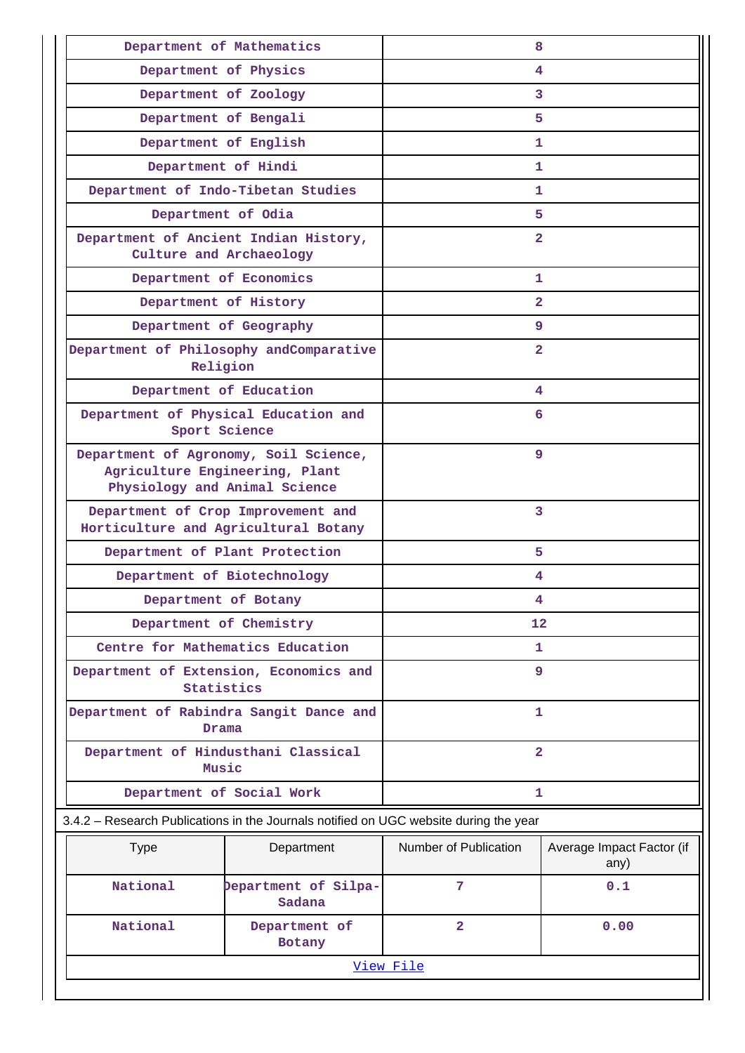| Department of Mathematics | 8 |
|---|---|
| Department of Physics | 4 |
| Department of Zoology | 3 |
| Department of Bengali | 5 |
| Department of English | 1 |
| Department of Hindi | 1 |
| Department of Indo-Tibetan Studies | 1 |
| Department of Odia | 5 |
| Department of Ancient Indian History, Culture and Archaeology | 2 |
| Department of Economics | 1 |
| Department of History | 2 |
| Department of Geography | 9 |
| Department of Philosophy andComparative Religion | 2 |
| Department of Education | 4 |
| Department of Physical Education and Sport Science | 6 |
| Department of Agronomy, Soil Science, Agriculture Engineering, Plant Physiology and Animal Science | 9 |
| Department of Crop Improvement and Horticulture and Agricultural Botany | 3 |
| Department of Plant Protection | 5 |
| Department of Biotechnology | 4 |
| Department of Botany | 4 |
| Department of Chemistry | 12 |
| Centre for Mathematics Education | 1 |
| Department of Extension, Economics and Statistics | 9 |
| Department of Rabindra Sangit Dance and Drama | 1 |
| Department of Hindusthani Classical Music | 2 |
| Department of Social Work | 1 |

3.4.2 – Research Publications in the Journals notified on UGC website during the year

| Type | Department | Number of Publication | Average Impact Factor (if any) |
|---|---|---|---|
| National | Department of Silpa-Sadana | 7 | 0.1 |
| National | Department of Botany | 2 | 0.00 |

View File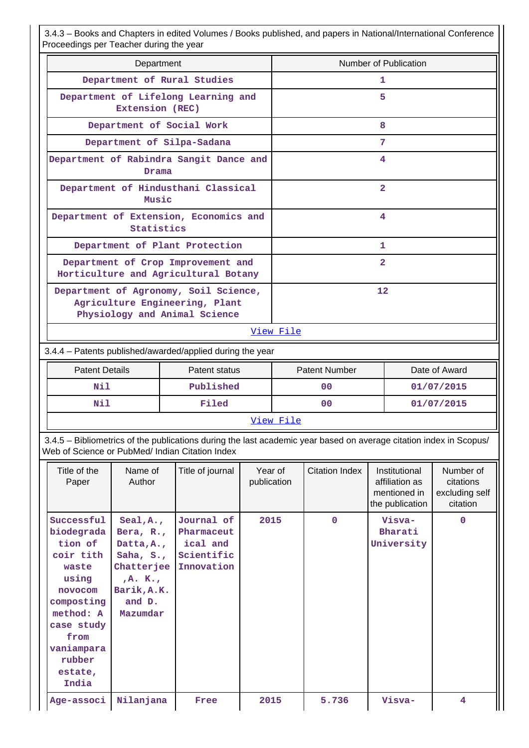3.4.3 – Books and Chapters in edited Volumes / Books published, and papers in National/International Conference Proceedings per Teacher during the year

| Department | Number of Publication |
|---|---|
| Department of Rural Studies | 1 |
| Department of Lifelong Learning and Extension (REC) | 5 |
| Department of Social Work | 8 |
| Department of Silpa-Sadana | 7 |
| Department of Rabindra Sangit Dance and Drama | 4 |
| Department of Hindusthani Classical Music | 2 |
| Department of Extension, Economics and Statistics | 4 |
| Department of Plant Protection | 1 |
| Department of Crop Improvement and Horticulture and Agricultural Botany | 2 |
| Department of Agronomy, Soil Science, Agriculture Engineering, Plant Physiology and Animal Science | 12 |

View File

3.4.4 – Patents published/awarded/applied during the year

| Patent Details | Patent status | Patent Number | Date of Award |
|---|---|---|---|
| Nil | Published | 00 | 01/07/2015 |
| Nil | Filed | 00 | 01/07/2015 |

View File

3.4.5 – Bibliometrics of the publications during the last academic year based on average citation index in Scopus/ Web of Science or PubMed/ Indian Citation Index

| Title of the Paper | Name of Author | Title of journal | Year of publication | Citation Index | Institutional affiliation as mentioned in the publication | Number of citations excluding self citation |
|---|---|---|---|---|---|---|
| Successful biodegradation of coir tith waste using novocom composting method: A case study from vaniampara rubber estate, India | Seal,A., Bera, R., Datta,A., Saha, S., Chatterjee ,A. K., Barik,A.K. and D. Mazumdar | Journal of Pharmaceutical and Scientific Innovation | 2015 | 0 | Visva-Bharati University | 0 |
| Age-associ | Nilanjana | Free | 2015 | 5.736 | Visva- | 4 |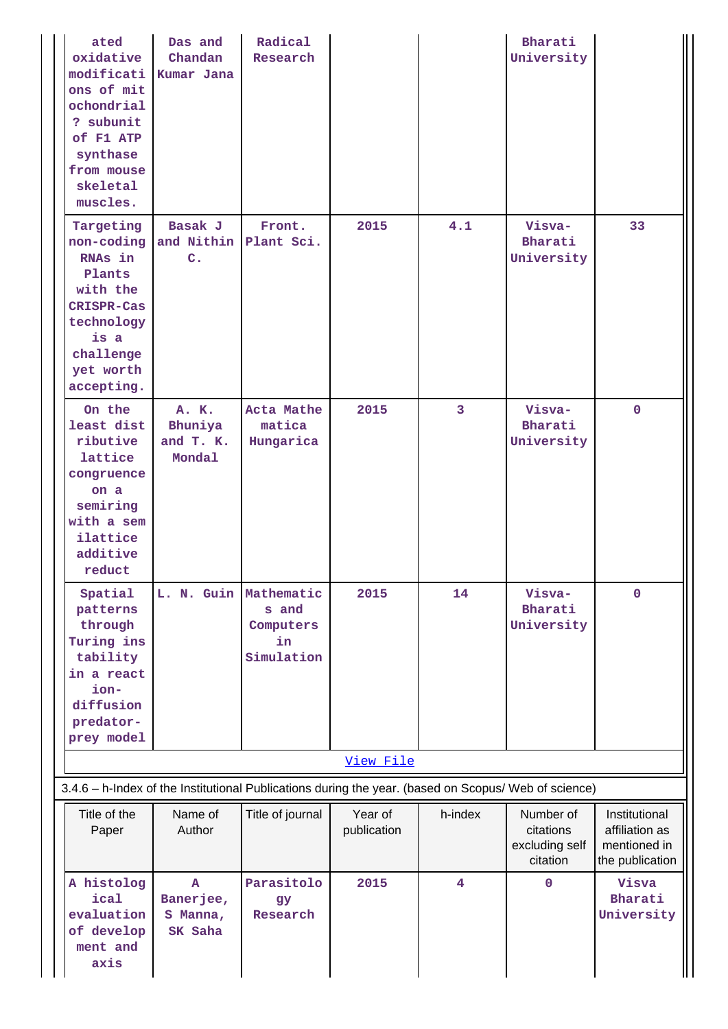| | | | | | | |
|---|---|---|---|---|---|---|
| ated oxidative modifications of mitochondrial ? subunit of F1 ATP synthase from mouse skeletal muscles. | Das and Chandan Kumar Jana | Radical Research | | | Bharati University | |
| Targeting non-coding RNAs in Plants with the CRISPR-Cas technology is a challenge yet worth accepting. | Basak J and Nithin C. | Front. Plant Sci. | 2015 | 4.1 | Visva-Bharati University | 33 |
| On the least distributive lattice congruence on a semiring with a semilattice additive reduct | A. K. Bhuniya and T. K. Mondal | Acta Mathematica Hungarica | 2015 | 3 | Visva-Bharati University | 0 |
| Spatial patterns through Turing instability in a reaction-diffusion predator-prey model | L. N. Guin | Mathematics and Computers in Simulation | 2015 | 14 | Visva-Bharati University | 0 |

[View File]

3.4.6 – h-Index of the Institutional Publications during the year. (based on Scopus/ Web of science)

| Title of the Paper | Name of Author | Title of journal | Year of publication | h-index | Number of citations excluding self citation | Institutional affiliation as mentioned in the publication |
|---|---|---|---|---|---|---|
| A histological evaluation of development and axis | A Banerjee, S Manna, SK Saha | Parasitology Research | 2015 | 4 | 0 | Visva Bharati University |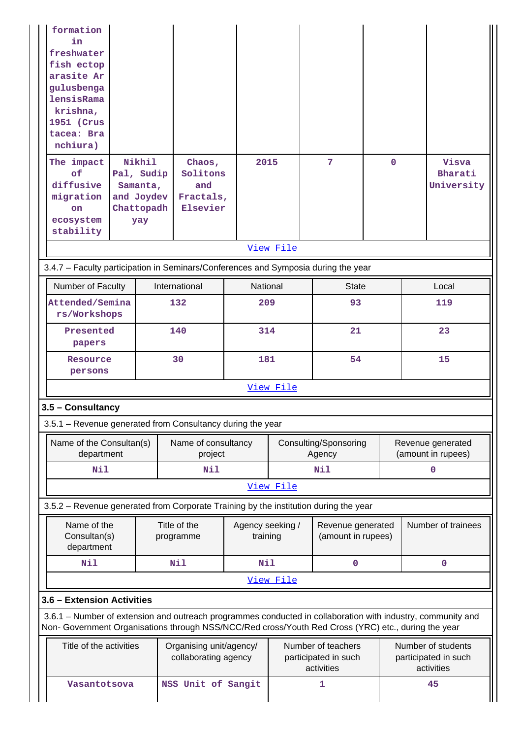| formation in freshwater fish ectoparasite Argulusbengalensis Ramakrishna, 1951 (Crustacea: Branchiura) | | | | | | |
|---|---|---|---|---|---|---|
| The impact of diffusive migration on ecosystem stability | Nikhil Pal, Sudip Samanta, and Joydev Chattopadhyay | Chaos, Solitons and Fractals, Elsevier | 2015 | 7 | 0 | Visva Bharati University |
| View File | | | | | | |

3.4.7 – Faculty participation in Seminars/Conferences and Symposia during the year

| Number of Faculty | International | National | State | Local |
|---|---|---|---|---|
| Attended/Seminars/Workshops | 132 | 209 | 93 | 119 |
| Presented papers | 140 | 314 | 21 | 23 |
| Resource persons | 30 | 181 | 54 | 15 |
| View File | | | | |

### 3.5 – Consultancy

3.5.1 – Revenue generated from Consultancy during the year

| Name of the Consultan(s) department | Name of consultancy project | Consulting/Sponsoring Agency | Revenue generated (amount in rupees) |
|---|---|---|---|
| Nil | Nil | Nil | 0 |
| View File | | | |

3.5.2 – Revenue generated from Corporate Training by the institution during the year

| Name of the Consultan(s) department | Title of the programme | Agency seeking / training | Revenue generated (amount in rupees) | Number of trainees |
|---|---|---|---|---|
| Nil | Nil | Nil | 0 | 0 |
| View File | | | | |

### 3.6 – Extension Activities

3.6.1 – Number of extension and outreach programmes conducted in collaboration with industry, community and Non- Government Organisations through NSS/NCC/Red cross/Youth Red Cross (YRC) etc., during the year

| Title of the activities | Organising unit/agency/ collaborating agency | Number of teachers participated in such activities | Number of students participated in such activities |
|---|---|---|---|
| Vasantotsova | NSS Unit of Sangit | 1 | 45 |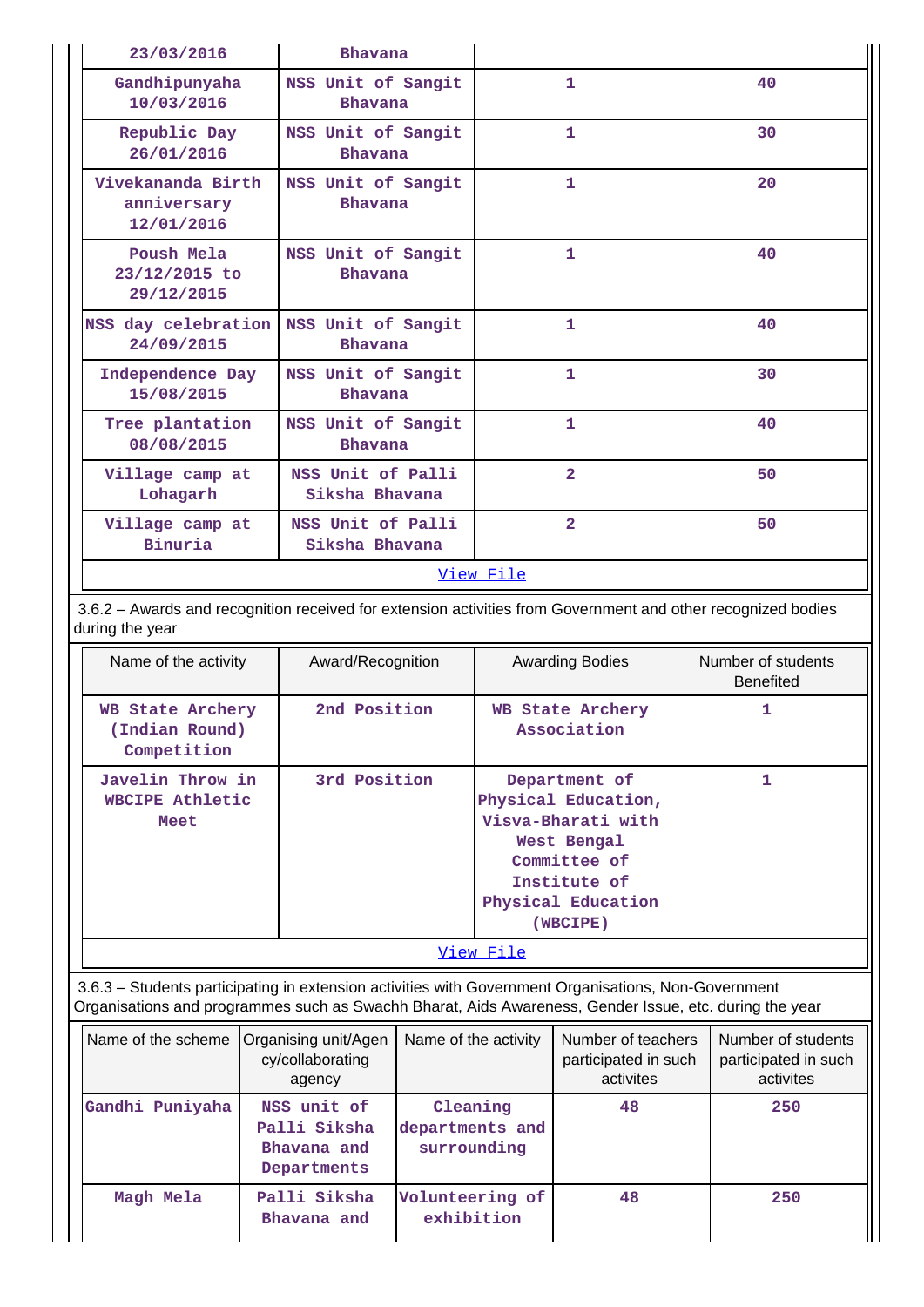| | | | |
|---|---|---|---|
| 23/03/2016 | Bhavana | | |
| Gandhipunyaha 10/03/2016 | NSS Unit of Sangit Bhavana | 1 | 40 |
| Republic Day 26/01/2016 | NSS Unit of Sangit Bhavana | 1 | 30 |
| Vivekananda Birth anniversary 12/01/2016 | NSS Unit of Sangit Bhavana | 1 | 20 |
| Poush Mela 23/12/2015 to 29/12/2015 | NSS Unit of Sangit Bhavana | 1 | 40 |
| NSS day celebration 24/09/2015 | NSS Unit of Sangit Bhavana | 1 | 40 |
| Independence Day 15/08/2015 | NSS Unit of Sangit Bhavana | 1 | 30 |
| Tree plantation 08/08/2015 | NSS Unit of Sangit Bhavana | 1 | 40 |
| Village camp at Lohagarh | NSS Unit of Palli Siksha Bhavana | 2 | 50 |
| Village camp at Binuria | NSS Unit of Palli Siksha Bhavana | 2 | 50 |

View File

3.6.2 – Awards and recognition received for extension activities from Government and other recognized bodies during the year

| Name of the activity | Award/Recognition | Awarding Bodies | Number of students Benefited |
|---|---|---|---|
| WB State Archery (Indian Round) Competition | 2nd Position | WB State Archery Association | 1 |
| Javelin Throw in WBCIPE Athletic Meet | 3rd Position | Department of Physical Education, Visva-Bharati with West Bengal Committee of Institute of Physical Education (WBCIPE) | 1 |

View File

3.6.3 – Students participating in extension activities with Government Organisations, Non-Government Organisations and programmes such as Swachh Bharat, Aids Awareness, Gender Issue, etc. during the year

| Name of the scheme | Organising unit/Agency/collaborating agency | Name of the activity | Number of teachers participated in such activites | Number of students participated in such activites |
|---|---|---|---|---|
| Gandhi Puniyaha | NSS unit of Palli Siksha Bhavana and Departments | Cleaning departments and surrounding | 48 | 250 |
| Magh Mela | Palli Siksha Bhavana and | Volunteering of exhibition | 48 | 250 |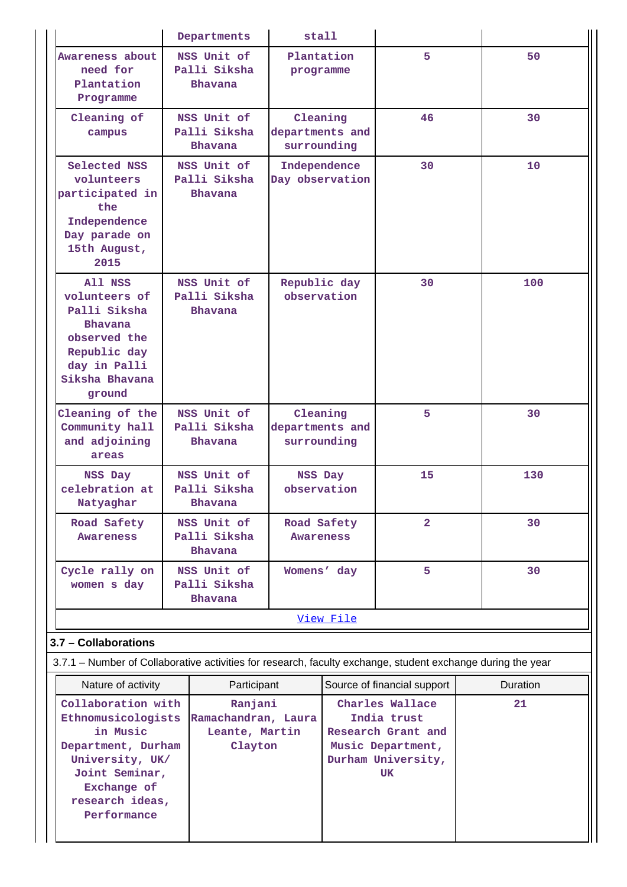| | Departments | stall | | |
|---|---|---|---|---|
| Awareness about need for Plantation Programme | NSS Unit of Palli Siksha Bhavana | Plantation programme | 5 | 50 |
| Cleaning of campus | NSS Unit of Palli Siksha Bhavana | Cleaning departments and surrounding | 46 | 30 |
| Selected NSS volunteers participated in the Independence Day parade on 15th August, 2015 | NSS Unit of Palli Siksha Bhavana | Independence Day observation | 30 | 10 |
| All NSS volunteers of Palli Siksha Bhavana observed the Republic day day in Palli Siksha Bhavana ground | NSS Unit of Palli Siksha Bhavana | Republic day observation | 30 | 100 |
| Cleaning of the Community hall and adjoining areas | NSS Unit of Palli Siksha Bhavana | Cleaning departments and surrounding | 5 | 30 |
| NSS Day celebration at Natyaghar | NSS Unit of Palli Siksha Bhavana | NSS Day observation | 15 | 130 |
| Road Safety Awareness | NSS Unit of Palli Siksha Bhavana | Road Safety Awareness | 2 | 30 |
| Cycle rally on women s day | NSS Unit of Palli Siksha Bhavana | Womens' day | 5 | 30 |

View File

### 3.7 – Collaborations

3.7.1 – Number of Collaborative activities for research, faculty exchange, student exchange during the year

| Nature of activity | Participant | Source of financial support | Duration |
|---|---|---|---|
| Collaboration with Ethnomusicologists in Music Department, Durham University, UK/ Joint Seminar, Exchange of research ideas, Performance | Ranjani Ramachandran, Laura Leante, Martin Clayton | Charles Wallace India trust Research Grant and Music Department, Durham University, UK | 21 |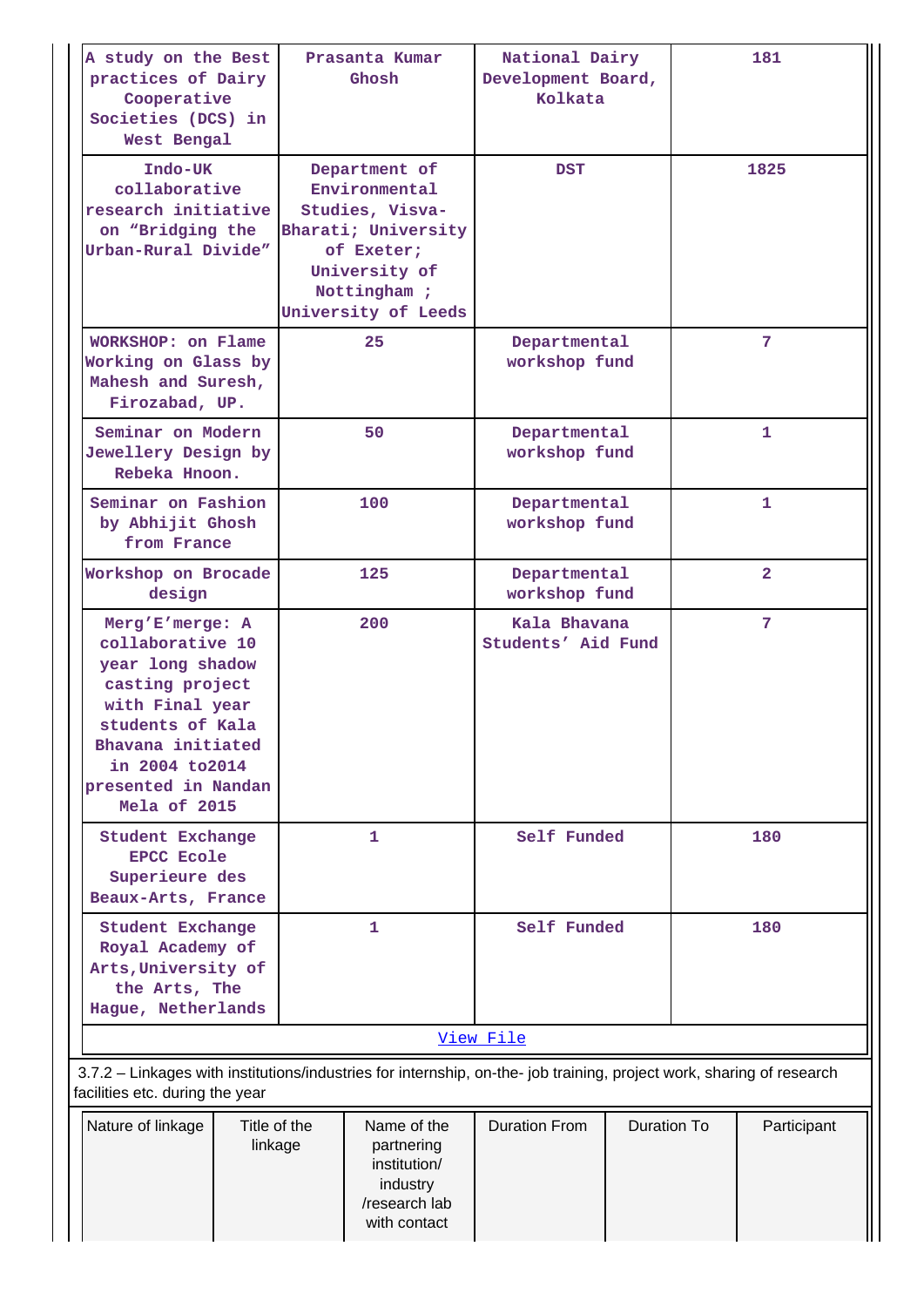| A study on the Best practices of Dairy Cooperative Societies (DCS) in West Bengal | Prasanta Kumar Ghosh | National Dairy Development Board, Kolkata | 181 |
|---|---|---|---|
| Indo-UK collaborative research initiative on "Bridging the Urban-Rural Divide" | Department of Environmental Studies, Visva-Bharati; University of Exeter; University of Nottingham ; University of Leeds | DST | 1825 |
| WORKSHOP: on Flame Working on Glass by Mahesh and Suresh, Firozabad, UP. | 25 | Departmental workshop fund | 7 |
| Seminar on Modern Jewellery Design by Rebeka Hnoon. | 50 | Departmental workshop fund | 1 |
| Seminar on Fashion by Abhijit Ghosh from France | 100 | Departmental workshop fund | 1 |
| Workshop on Brocade design | 125 | Departmental workshop fund | 2 |
| Merg'E'merge: A collaborative 10 year long shadow casting project with Final year students of Kala Bhavana initiated in 2004 to2014 presented in Nandan Mela of 2015 | 200 | Kala Bhavana Students' Aid Fund | 7 |
| Student Exchange EPCC Ecole Superieure des Beaux-Arts, France | 1 | Self Funded | 180 |
| Student Exchange Royal Academy of Arts,University of the Arts, The Hague, Netherlands | 1 | Self Funded | 180 |

[View File]

3.7.2 – Linkages with institutions/industries for internship, on-the- job training, project work, sharing of research facilities etc. during the year

| Nature of linkage | Title of the linkage | Name of the partnering institution/ industry /research lab with contact | Duration From | Duration To | Participant |
|---|---|---|---|---|---|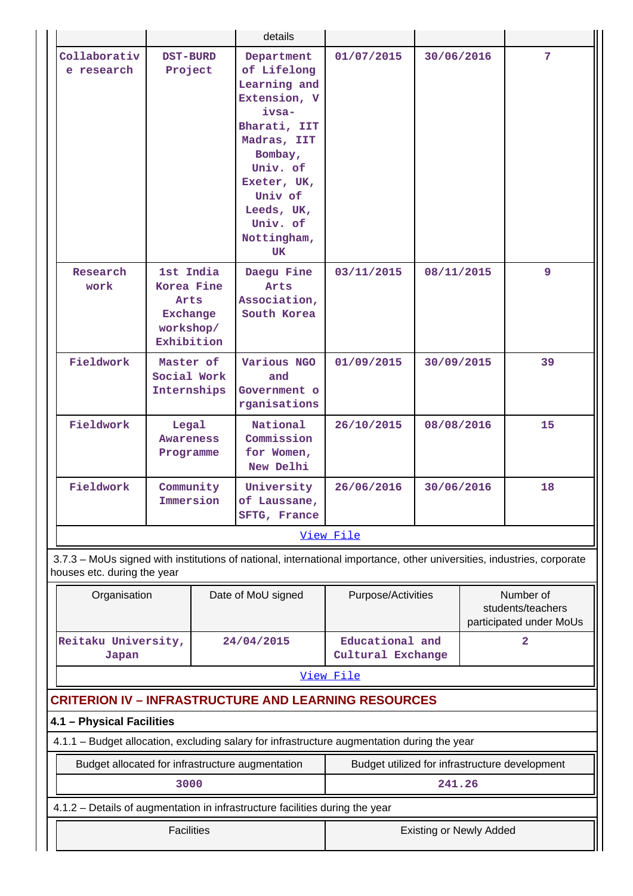| | | details | | | |
|---|---|---|---|---|---|
| Collaborative research | DST-BURD Project | Department of Lifelong Learning and Extension, Vivsa-Bharati, IIT Madras, IIT Bombay, Univ. of Exeter, UK, Univ of Leeds, UK, Univ. of Nottingham, UK | 01/07/2015 | 30/06/2016 | 7 |
| Research work | 1st India Korea Fine Arts Exchange workshop/ Exhibition | Daegu Fine Arts Association, South Korea | 03/11/2015 | 08/11/2015 | 9 |
| Fieldwork | Master of Social Work Internships | Various NGO and Government organisations | 01/09/2015 | 30/09/2015 | 39 |
| Fieldwork | Legal Awareness Programme | National Commission for Women, New Delhi | 26/10/2015 | 08/08/2016 | 15 |
| Fieldwork | Community Immersion | University of Laussane, SFTG, France | 26/06/2016 | 30/06/2016 | 18 |

View File

3.7.3 – MoUs signed with institutions of national, international importance, other universities, industries, corporate houses etc. during the year

| Organisation | Date of MoU signed | Purpose/Activities | Number of students/teachers participated under MoUs |
|---|---|---|---|
| Reitaku University, Japan | 24/04/2015 | Educational and Cultural Exchange | 2 |

View File

## CRITERION IV – INFRASTRUCTURE AND LEARNING RESOURCES

### 4.1 – Physical Facilities

4.1.1 – Budget allocation, excluding salary for infrastructure augmentation during the year

| Budget allocated for infrastructure augmentation | Budget utilized for infrastructure development |
|---|---|
| 3000 | 241.26 |

4.1.2 – Details of augmentation in infrastructure facilities during the year

| Facilities | Existing or Newly Added |
|---|---|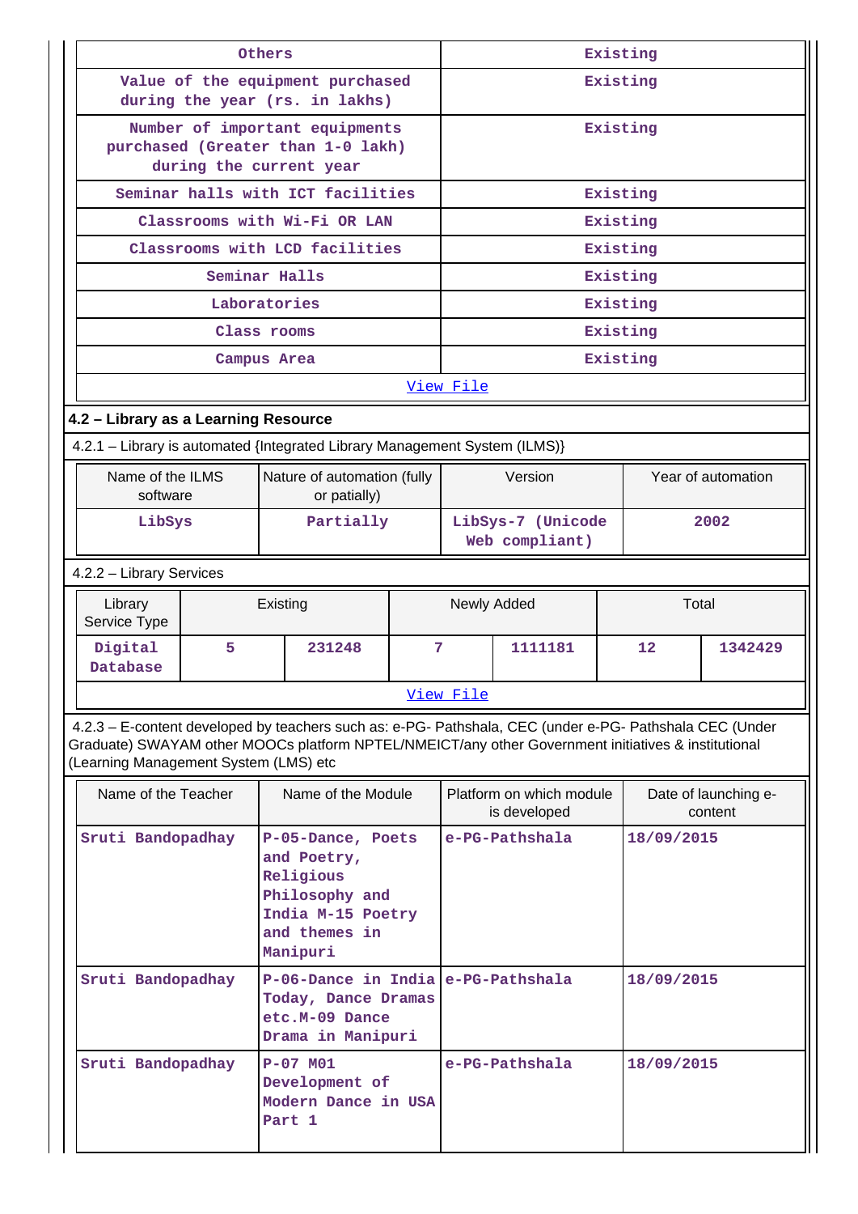| Others | Existing |
|---|---|
| Value of the equipment purchased during the year (rs. in lakhs) | Existing |
| Number of important equipments purchased (Greater than 1-0 lakh) during the current year | Existing |
| Seminar halls with ICT facilities | Existing |
| Classrooms with Wi-Fi OR LAN | Existing |
| Classrooms with LCD facilities | Existing |
| Seminar Halls | Existing |
| Laboratories | Existing |
| Class rooms | Existing |
| Campus Area | Existing |

View File

## 4.2 – Library as a Learning Resource

4.2.1 – Library is automated {Integrated Library Management System (ILMS)}

| Name of the ILMS software | Nature of automation (fully or patially) | Version | Year of automation |
|---|---|---|---|
| LibSys | Partially | LibSys-7 (Unicode Web compliant) | 2002 |

4.2.2 – Library Services

| Library Service Type | Existing | | Newly Added | | Total | |
|---|---|---|---|---|---|---|
| Digital Database | 5 | 231248 | 7 | 1111181 | 12 | 1342429 |

View File

4.2.3 – E-content developed by teachers such as: e-PG- Pathshala, CEC (under e-PG- Pathshala CEC (Under Graduate) SWAYAM other MOOCs platform NPTEL/NMEICT/any other Government initiatives & institutional (Learning Management System (LMS) etc

| Name of the Teacher | Name of the Module | Platform on which module is developed | Date of launching e-content |
|---|---|---|---|
| Sruti Bandopadhay | P-05-Dance, Poets and Poetry, Religious Philosophy and India M-15 Poetry and themes in Manipuri | e-PG-Pathshala | 18/09/2015 |
| Sruti Bandopadhay | P-06-Dance in India Today, Dance Dramas etc.M-09 Dance Drama in Manipuri | e-PG-Pathshala | 18/09/2015 |
| Sruti Bandopadhay | P-07 M01 Development of Modern Dance in USA Part 1 | e-PG-Pathshala | 18/09/2015 |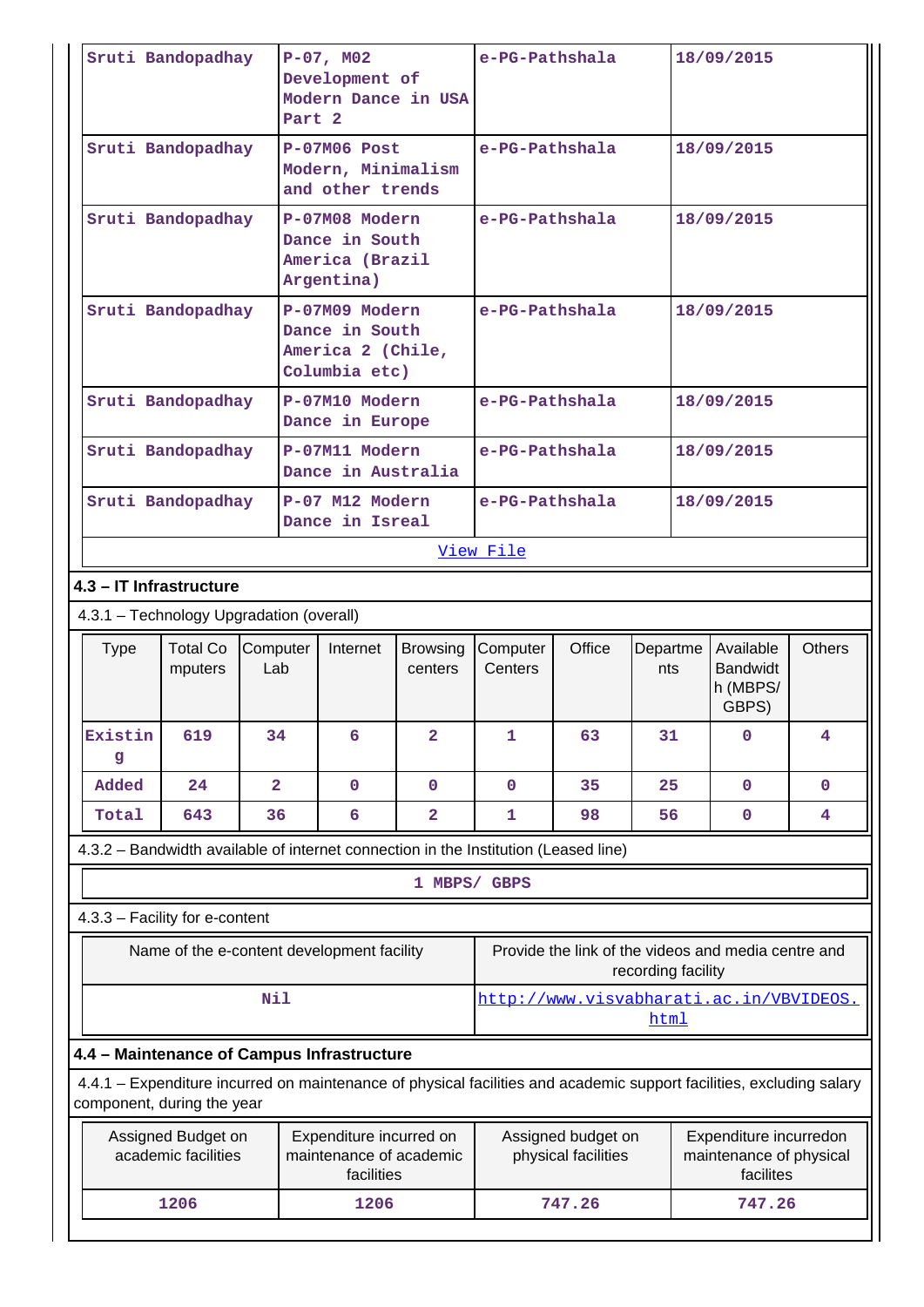| Sruti Bandopadhay | P-07, M02 Development of Modern Dance in USA Part 2 | e-PG-Pathshala | 18/09/2015 |
|---|---|---|---|
| Sruti Bandopadhay | P-07M06 Post Modern, Minimalism and other trends | e-PG-Pathshala | 18/09/2015 |
| Sruti Bandopadhay | P-07M08 Modern Dance in South America (Brazil Argentina) | e-PG-Pathshala | 18/09/2015 |
| Sruti Bandopadhay | P-07M09 Modern Dance in South America 2 (Chile, Columbia etc) | e-PG-Pathshala | 18/09/2015 |
| Sruti Bandopadhay | P-07M10 Modern Dance in Europe | e-PG-Pathshala | 18/09/2015 |
| Sruti Bandopadhay | P-07M11 Modern Dance in Australia | e-PG-Pathshala | 18/09/2015 |
| Sruti Bandopadhay | P-07 M12 Modern Dance in Isreal | e-PG-Pathshala | 18/09/2015 |

[View File]

**4.3 – IT Infrastructure**

4.3.1 – Technology Upgradation (overall)

| Type | Total Computers | Computer Lab | Internet | Browsing centers | Computer Centers | Office | Departments | Available Bandwidth (MBPS/ GBPS) | Others |
|---|---|---|---|---|---|---|---|---|---|
| Existing | 619 | 34 | 6 | 2 | 1 | 63 | 31 | 0 | 4 |
| Added | 24 | 2 | 0 | 0 | 0 | 35 | 25 | 0 | 0 |
| Total | 643 | 36 | 6 | 2 | 1 | 98 | 56 | 0 | 4 |

4.3.2 – Bandwidth available of internet connection in the Institution (Leased line)

1 MBPS/ GBPS

4.3.3 – Facility for e-content

| Name of the e-content development facility | Provide the link of the videos and media centre and recording facility |
|---|---|
| Nil | http://www.visvabharati.ac.in/VBVIDEOS.html |

**4.4 – Maintenance of Campus Infrastructure**

4.4.1 – Expenditure incurred on maintenance of physical facilities and academic support facilities, excluding salary component, during the year

| Assigned Budget on academic facilities | Expenditure incurred on maintenance of academic facilities | Assigned budget on physical facilities | Expenditure incurredon maintenance of physical facilites |
|---|---|---|---|
| 1206 | 1206 | 747.26 | 747.26 |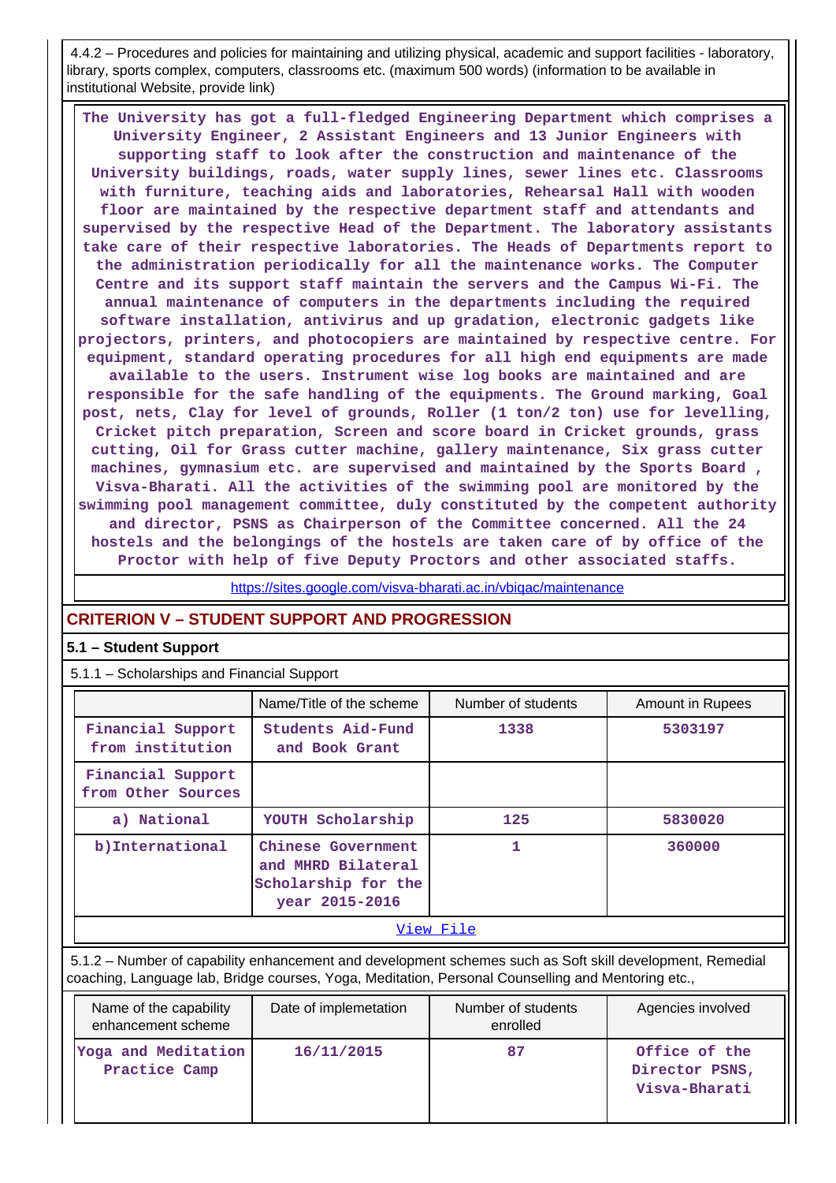4.4.2 – Procedures and policies for maintaining and utilizing physical, academic and support facilities - laboratory, library, sports complex, computers, classrooms etc. (maximum 500 words) (information to be available in institutional Website, provide link)

**The University has got a full-fledged Engineering Department which comprises a University Engineer, 2 Assistant Engineers and 13 Junior Engineers with supporting staff to look after the construction and maintenance of the University buildings, roads, water supply lines, sewer lines etc. Classrooms with furniture, teaching aids and laboratories, Rehearsal Hall with wooden floor are maintained by the respective department staff and attendants and supervised by the respective Head of the Department. The laboratory assistants take care of their respective laboratories. The Heads of Departments report to the administration periodically for all the maintenance works. The Computer Centre and its support staff maintain the servers and the Campus Wi-Fi. The annual maintenance of computers in the departments including the required software installation, antivirus and up gradation, electronic gadgets like projectors, printers, and photocopiers are maintained by respective centre. For equipment, standard operating procedures for all high end equipments are made available to the users. Instrument wise log books are maintained and are responsible for the safe handling of the equipments. The Ground marking, Goal post, nets, Clay for level of grounds, Roller (1 ton/2 ton) use for levelling, Cricket pitch preparation, Screen and score board in Cricket grounds, grass cutting, Oil for Grass cutter machine, gallery maintenance, Six grass cutter machines, gymnasium etc. are supervised and maintained by the Sports Board , Visva-Bharati. All the activities of the swimming pool are monitored by the swimming pool management committee, duly constituted by the competent authority and director, PSNS as Chairperson of the Committee concerned. All the 24 hostels and the belongings of the hostels are taken care of by office of the Proctor with help of five Deputy Proctors and other associated staffs.**

https://sites.google.com/visva-bharati.ac.in/vbiqac/maintenance

## CRITERION V – STUDENT SUPPORT AND PROGRESSION

### 5.1 – Student Support

5.1.1 – Scholarships and Financial Support

| | Name/Title of the scheme | Number of students | Amount in Rupees |
|---|---|---|---|
| Financial Support from institution | Students Aid-Fund and Book Grant | 1338 | 5303197 |
| Financial Support from Other Sources | | | |
| a) National | YOUTH Scholarship | 125 | 5830020 |
| b)International | Chinese Government and MHRD Bilateral Scholarship for the year 2015-2016 | 1 | 360000 |

View File

5.1.2 – Number of capability enhancement and development schemes such as Soft skill development, Remedial coaching, Language lab, Bridge courses, Yoga, Meditation, Personal Counselling and Mentoring etc.,

| Name of the capability enhancement scheme | Date of implemetation | Number of students enrolled | Agencies involved |
|---|---|---|---|
| Yoga and Meditation Practice Camp | 16/11/2015 | 87 | Office of the Director PSNS, Visva-Bharati |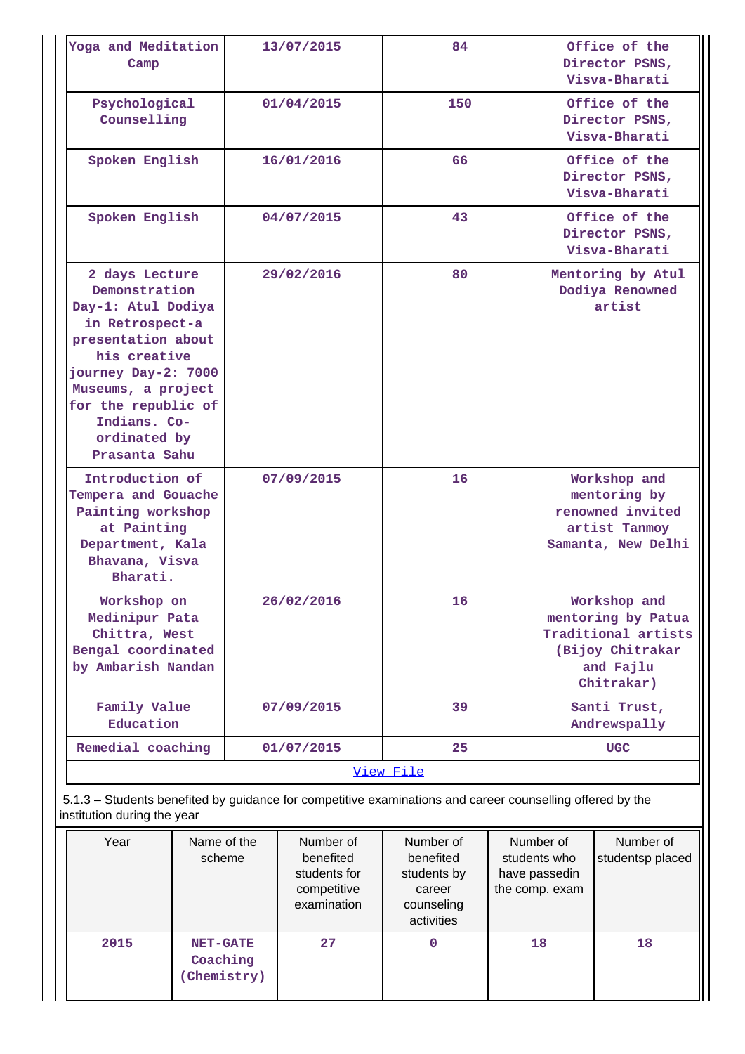| | | | |
|---|---|---|---|
| Yoga and Meditation Camp | 13/07/2015 | 84 | Office of the Director PSNS, Visva-Bharati |
| Psychological Counselling | 01/04/2015 | 150 | Office of the Director PSNS, Visva-Bharati |
| Spoken English | 16/01/2016 | 66 | Office of the Director PSNS, Visva-Bharati |
| Spoken English | 04/07/2015 | 43 | Office of the Director PSNS, Visva-Bharati |
| 2 days Lecture Demonstration Day-1: Atul Dodiya in Retrospect-a presentation about his creative journey Day-2: 7000 Museums, a project for the republic of Indians. Co-ordinated by Prasanta Sahu | 29/02/2016 | 80 | Mentoring by Atul Dodiya Renowned artist |
| Introduction of Tempera and Gouache Painting workshop at Painting Department, Kala Bhavana, Visva Bharati. | 07/09/2015 | 16 | Workshop and mentoring by renowned invited artist Tanmoy Samanta, New Delhi |
| Workshop on Medinipur Pata Chittra, West Bengal coordinated by Ambarish Nandan | 26/02/2016 | 16 | Workshop and mentoring by Patua Traditional artists (Bijoy Chitrakar and Fajlu Chitrakar) |
| Family Value Education | 07/09/2015 | 39 | Santi Trust, Andrewspally |
| Remedial coaching | 01/07/2015 | 25 | UGC |

View File

5.1.3 – Students benefited by guidance for competitive examinations and career counselling offered by the institution during the year

| Year | Name of the scheme | Number of benefited students for competitive examination | Number of benefited students by career counseling activities | Number of students who have passedin the comp. exam | Number of studentsp placed |
|---|---|---|---|---|---|
| 2015 | NET-GATE Coaching (Chemistry) | 27 | 0 | 18 | 18 |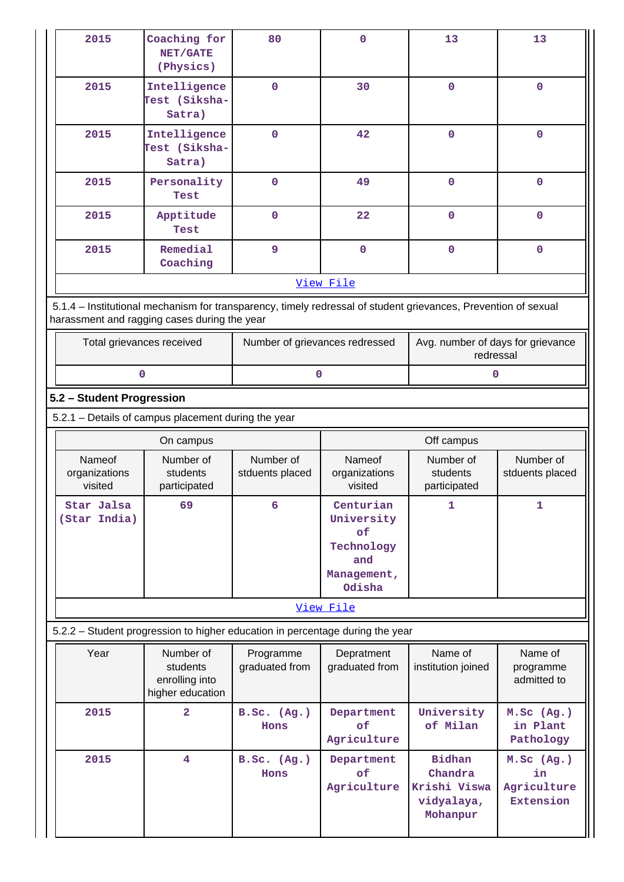| 2015 | Coaching for NET/GATE (Physics) | 80 | 0 | 13 | 13 |
|---|---|---|---|---|---|
| 2015 | Intelligence Test (Siksha-Satra) | 0 | 30 | 0 | 0 |
| 2015 | Intelligence Test (Siksha-Satra) | 0 | 42 | 0 | 0 |
| 2015 | Personality Test | 0 | 49 | 0 | 0 |
| 2015 | Apptitude Test | 0 | 22 | 0 | 0 |
| 2015 | Remedial Coaching | 9 | 0 | 0 | 0 |

View File

5.1.4 – Institutional mechanism for transparency, timely redressal of student grievances, Prevention of sexual harassment and ragging cases during the year

| Total grievances received | Number of grievances redressed | Avg. number of days for grievance redressal |
|---|---|---|
| 0 | 0 | 0 |

**5.2 – Student Progression**

5.2.1 – Details of campus placement during the year

| On campus | | | Off campus | | |
|---|---|---|---|---|---|
| Nameof organizations visited | Number of students participated | Number of stduents placed | Nameof organizations visited | Number of students participated | Number of stduents placed |
| Star Jalsa (Star India) | 69 | 6 | Centurian University of Technology and Management, Odisha | 1 | 1 |

View File

5.2.2 – Student progression to higher education in percentage during the year

| Year | Number of students enrolling into higher education | Programme graduated from | Depratment graduated from | Name of institution joined | Name of programme admitted to |
|---|---|---|---|---|---|
| 2015 | 2 | B.Sc. (Ag.) Hons | Department of Agriculture | University of Milan | M.Sc (Ag.) in Plant Pathology |
| 2015 | 4 | B.Sc. (Ag.) Hons | Department of Agriculture | Bidhan Chandra Krishi Viswa vidyalaya, Mohanpur | M.Sc (Ag.) in Agriculture Extension |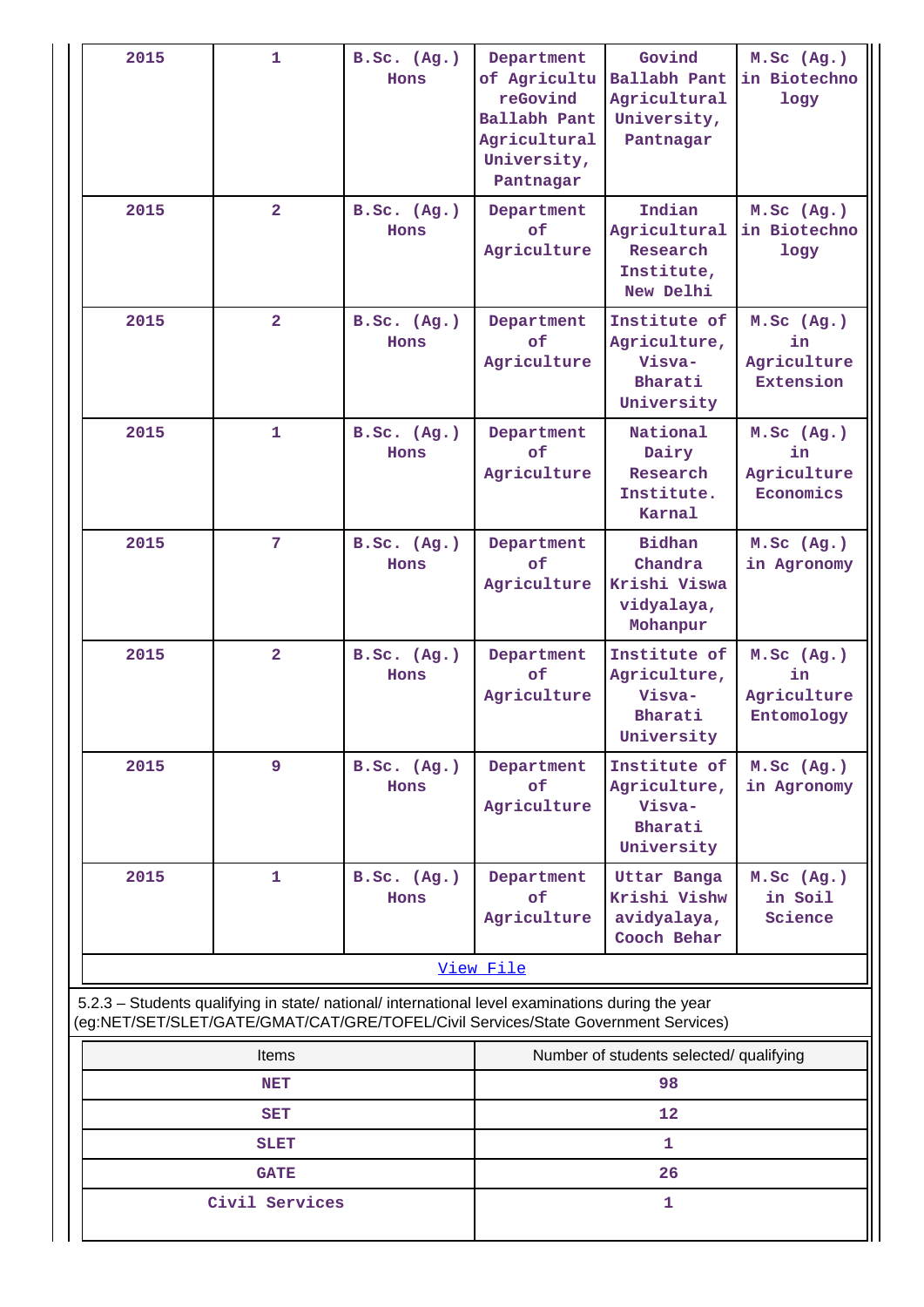| 2015 | 1 | B.Sc. (Ag.) Hons | Department of AgricultureGovind Ballabh Pant Agricultural University, Pantnagar | Govind Ballabh Pant Agricultural University, Pantnagar | M.Sc (Ag.) in Biotechnology |
|---|---|---|---|---|---|
| 2015 | 2 | B.Sc. (Ag.) Hons | Department of Agriculture | Indian Agricultural Research Institute, New Delhi | M.Sc (Ag.) in Biotechnology |
| 2015 | 2 | B.Sc. (Ag.) Hons | Department of Agriculture | Institute of Agriculture, Visva-Bharati University | M.Sc (Ag.) in Agriculture Extension |
| 2015 | 1 | B.Sc. (Ag.) Hons | Department of Agriculture | National Dairy Research Institute. Karnal | M.Sc (Ag.) in Agriculture Economics |
| 2015 | 7 | B.Sc. (Ag.) Hons | Department of Agriculture | Bidhan Chandra Krishi Viswavidyalaya, Mohanpur | M.Sc (Ag.) in Agronomy |
| 2015 | 2 | B.Sc. (Ag.) Hons | Department of Agriculture | Institute of Agriculture, Visva-Bharati University | M.Sc (Ag.) in Agriculture Entomology |
| 2015 | 9 | B.Sc. (Ag.) Hons | Department of Agriculture | Institute of Agriculture, Visva-Bharati University | M.Sc (Ag.) in Agronomy |
| 2015 | 1 | B.Sc. (Ag.) Hons | Department of Agriculture | Uttar Banga Krishi Vishwavidyalaya, Cooch Behar | M.Sc (Ag.) in Soil Science |

View File

5.2.3 – Students qualifying in state/ national/ international level examinations during the year (eg:NET/SET/SLET/GATE/GMAT/CAT/GRE/TOFEL/Civil Services/State Government Services)

| Items | Number of students selected/ qualifying |
|---|---|
| NET | 98 |
| SET | 12 |
| SLET | 1 |
| GATE | 26 |
| Civil Services | 1 |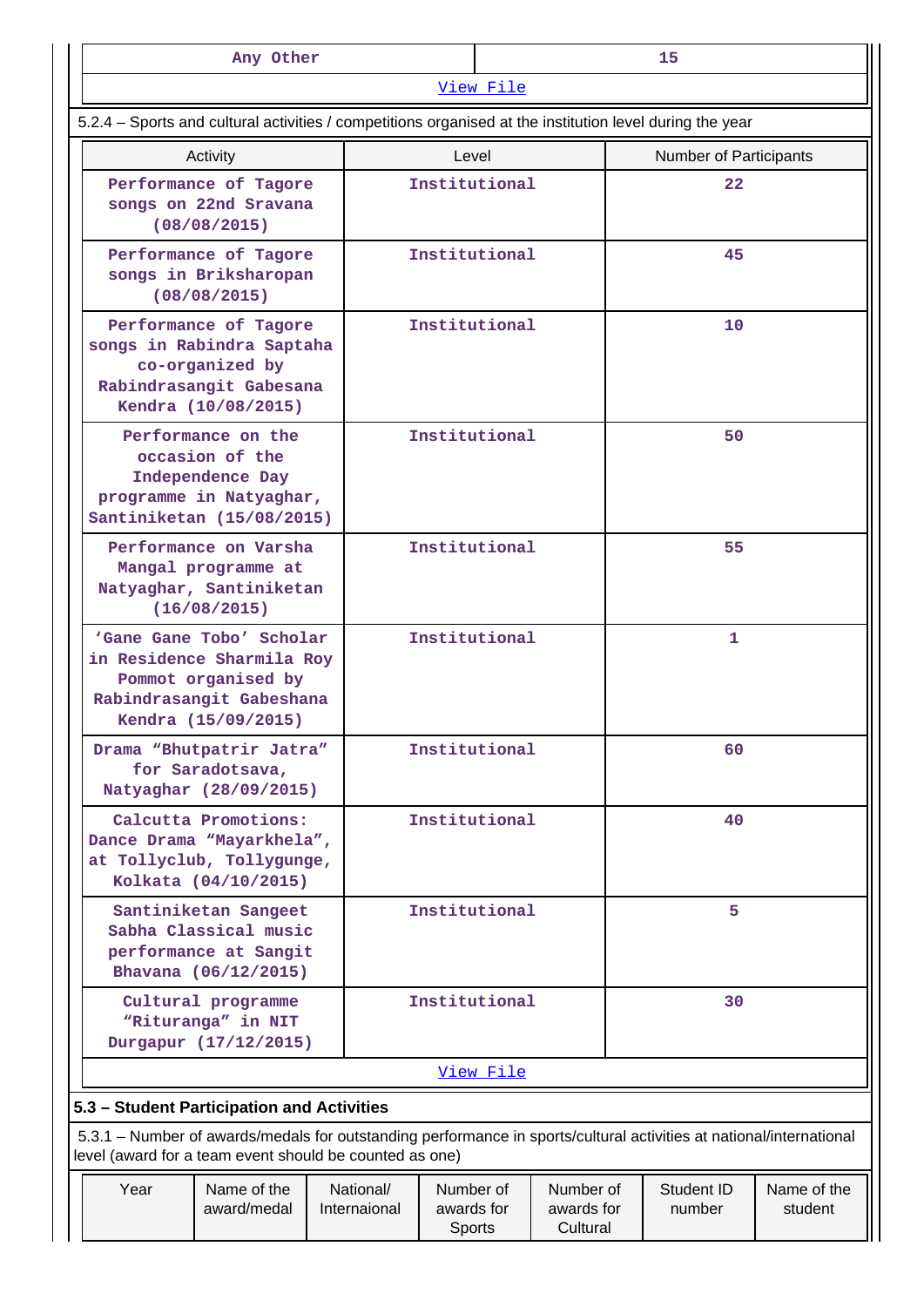| Any Other | 15 |
|---|---|
| View File | |

5.2.4 – Sports and cultural activities / competitions organised at the institution level during the year

| Activity | Level | Number of Participants |
|---|---|---|
| Performance of Tagore songs on 22nd Sravana (08/08/2015) | Institutional | 22 |
| Performance of Tagore songs in Briksharopan (08/08/2015) | Institutional | 45 |
| Performance of Tagore songs in Rabindra Saptaha co-organized by Rabindrasangit Gabesana Kendra (10/08/2015) | Institutional | 10 |
| Performance on the occasion of the Independence Day programme in Natyaghar, Santiniketan (15/08/2015) | Institutional | 50 |
| Performance on Varsha Mangal programme at Natyaghar, Santiniketan (16/08/2015) | Institutional | 55 |
| 'Gane Gane Tobo' Scholar in Residence Sharmila Roy Pommot organised by Rabindrasangit Gabeshana Kendra (15/09/2015) | Institutional | 1 |
| Drama "Bhutpatrir Jatra" for Saradotsava, Natyaghar (28/09/2015) | Institutional | 60 |
| Calcutta Promotions: Dance Drama "Mayarkhela", at Tollyclub, Tollygunge, Kolkata (04/10/2015) | Institutional | 40 |
| Santiniketan Sangeet Sabha Classical music performance at Sangit Bhavana (06/12/2015) | Institutional | 5 |
| Cultural programme "Rituranga" in NIT Durgapur (17/12/2015) | Institutional | 30 |
| View File | | |

**5.3 – Student Participation and Activities**

5.3.1 – Number of awards/medals for outstanding performance in sports/cultural activities at national/international level (award for a team event should be counted as one)

| Year | Name of the award/medal | National/ Internaional | Number of awards for Sports | Number of awards for Cultural | Student ID number | Name of the student |
|---|---|---|---|---|---|---|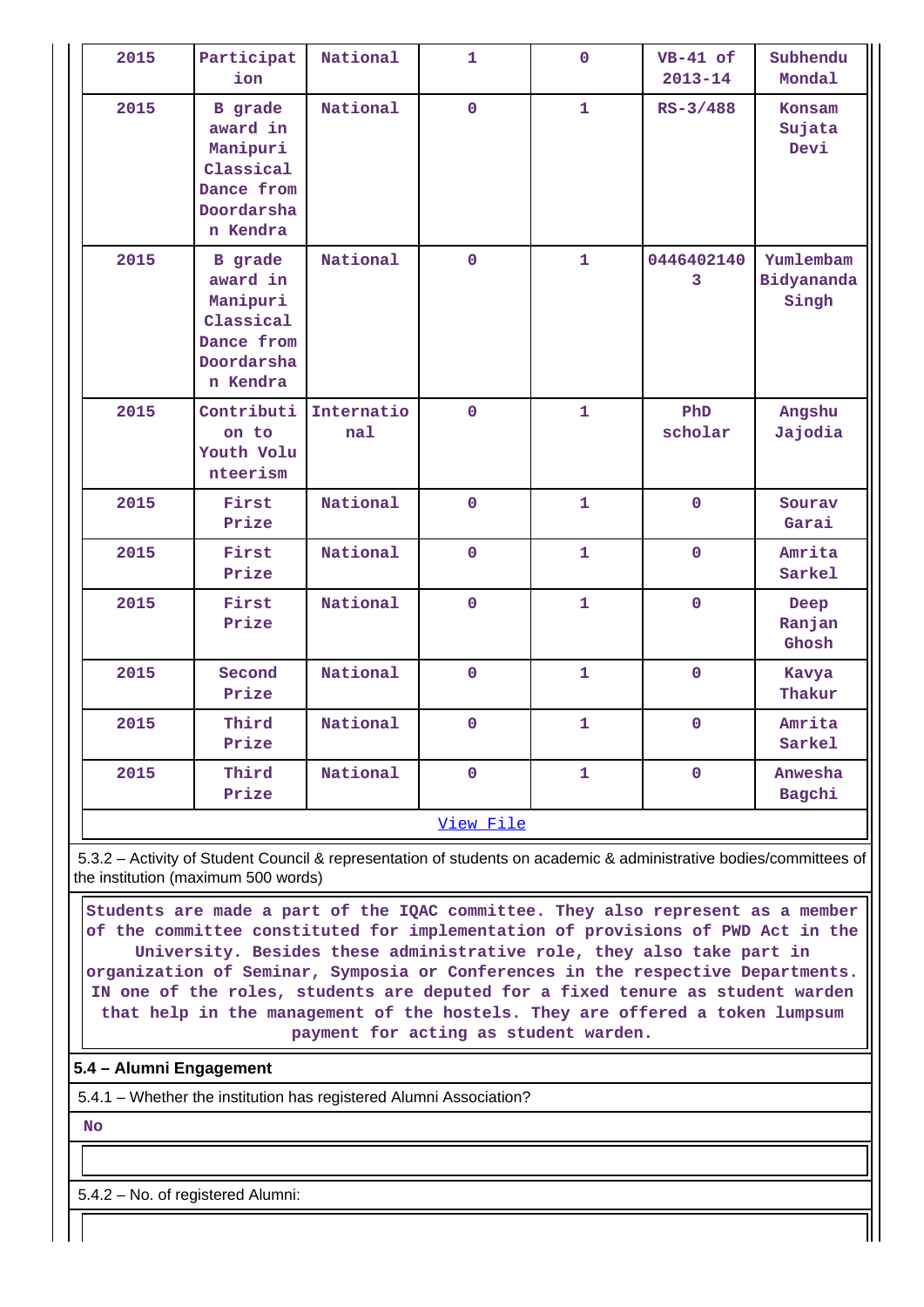| 2015 | Participation | National | 1 | 0 | VB-41 of 2013-14 | Subhendu Mondal |
|---|---|---|---|---|---|---|
| 2015 | B grade award in Manipuri Classical Dance from Doordarshan Kendra | National | 0 | 1 | RS-3/488 | Konsam Sujata Devi |
| 2015 | B grade award in Manipuri Classical Dance from Doordarshan Kendra | National | 0 | 1 | 04464021403 | Yumlembam Bidyananda Singh |
| 2015 | Contribution to Youth Volunteerism | International | 0 | 1 | PhD scholar | Angshu Jajodia |
| 2015 | First Prize | National | 0 | 1 | 0 | Sourav Garai |
| 2015 | First Prize | National | 0 | 1 | 0 | Amrita Sarkel |
| 2015 | First Prize | National | 0 | 1 | 0 | Deep Ranjan Ghosh |
| 2015 | Second Prize | National | 0 | 1 | 0 | Kavya Thakur |
| 2015 | Third Prize | National | 0 | 1 | 0 | Amrita Sarkel |
| 2015 | Third Prize | National | 0 | 1 | 0 | Anwesha Bagchi |

View File

5.3.2 – Activity of Student Council & representation of students on academic & administrative bodies/committees of the institution (maximum 500 words)

Students are made a part of the IQAC committee. They also represent as a member of the committee constituted for implementation of provisions of PWD Act in the University. Besides these administrative role, they also take part in organization of Seminar, Symposia or Conferences in the respective Departments. IN one of the roles, students are deputed for a fixed tenure as student warden that help in the management of the hostels. They are offered a token lumpsum payment for acting as student warden.

**5.4 – Alumni Engagement**

5.4.1 – Whether the institution has registered Alumni Association?

**No**

5.4.2 – No. of registered Alumni: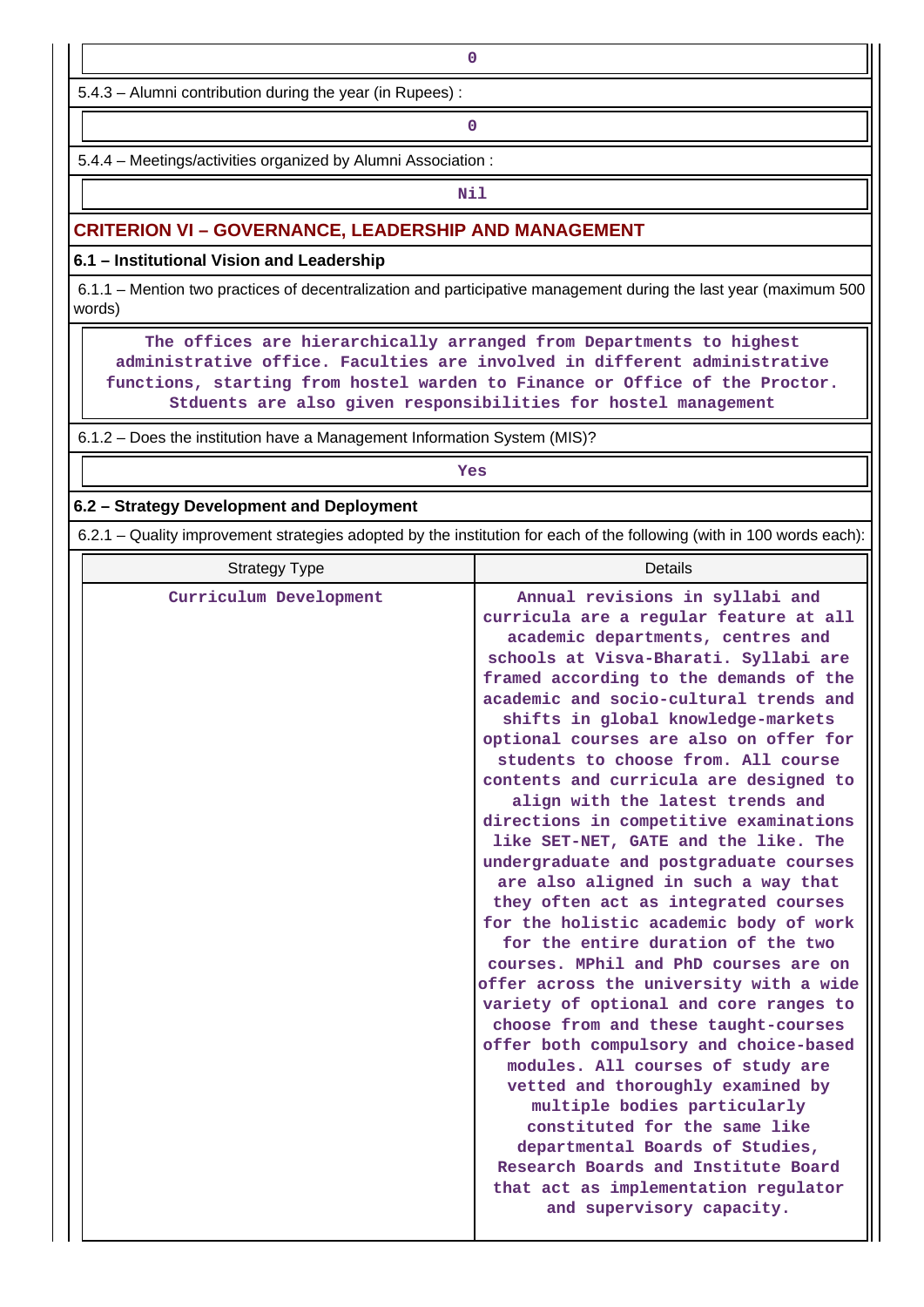0

5.4.3 – Alumni contribution during the year (in Rupees) :

0

5.4.4 – Meetings/activities organized by Alumni Association :

Nil

## CRITERION VI – GOVERNANCE, LEADERSHIP AND MANAGEMENT

### 6.1 – Institutional Vision and Leadership

6.1.1 – Mention two practices of decentralization and participative management during the last year (maximum 500 words)

The offices are hierarchically arranged from Departments to highest administrative office. Faculties are involved in different administrative functions, starting from hostel warden to Finance or Office of the Proctor. Stduents are also given responsibilities for hostel management

6.1.2 – Does the institution have a Management Information System (MIS)?

Yes

### 6.2 – Strategy Development and Deployment

6.2.1 – Quality improvement strategies adopted by the institution for each of the following (with in 100 words each):

| Strategy Type | Details |
|---|---|
| Curriculum Development | Annual revisions in syllabi and curricula are a regular feature at all academic departments, centres and schools at Visva-Bharati. Syllabi are framed according to the demands of the academic and socio-cultural trends and shifts in global knowledge-markets optional courses are also on offer for students to choose from. All course contents and curricula are designed to align with the latest trends and directions in competitive examinations like SET-NET, GATE and the like. The undergraduate and postgraduate courses are also aligned in such a way that they often act as integrated courses for the holistic academic body of work for the entire duration of the two courses. MPhil and PhD courses are on offer across the university with a wide variety of optional and core ranges to choose from and these taught-courses offer both compulsory and choice-based modules. All courses of study are vetted and thoroughly examined by multiple bodies particularly constituted for the same like departmental Boards of Studies, Research Boards and Institute Board that act as implementation regulator and supervisory capacity. |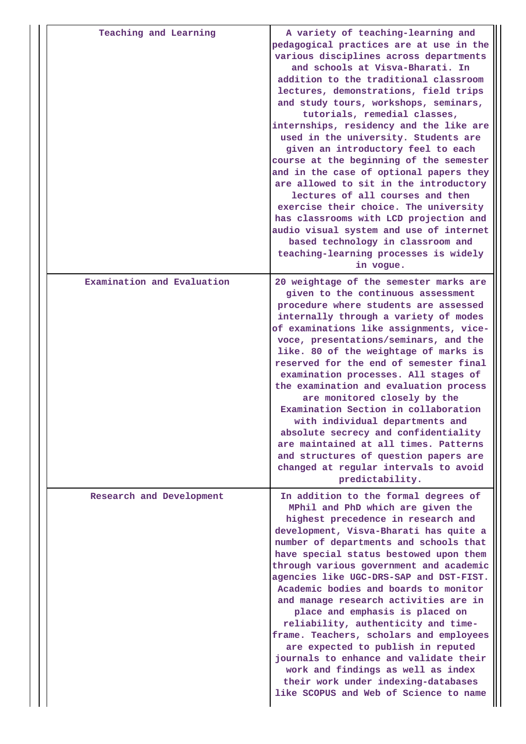| | |
|---|---|
| Teaching and Learning | A variety of teaching-learning and pedagogical practices are at use in the various disciplines across departments and schools at Visva-Bharati. In addition to the traditional classroom lectures, demonstrations, field trips and study tours, workshops, seminars, tutorials, remedial classes, internships, residency and the like are used in the university. Students are given an introductory feel to each course at the beginning of the semester and in the case of optional papers they are allowed to sit in the introductory lectures of all courses and then exercise their choice. The university has classrooms with LCD projection and audio visual system and use of internet based technology in classroom and teaching-learning processes is widely in vogue. |
| Examination and Evaluation | 20 weightage of the semester marks are given to the continuous assessment procedure where students are assessed internally through a variety of modes of examinations like assignments, vice-voce, presentations/seminars, and the like. 80 of the weightage of marks is reserved for the end of semester final examination processes. All stages of the examination and evaluation process are monitored closely by the Examination Section in collaboration with individual departments and absolute secrecy and confidentiality are maintained at all times. Patterns and structures of question papers are changed at regular intervals to avoid predictability. |
| Research and Development | In addition to the formal degrees of MPhil and PhD which are given the highest precedence in research and development, Visva-Bharati has quite a number of departments and schools that have special status bestowed upon them through various government and academic agencies like UGC-DRS-SAP and DST-FIST. Academic bodies and boards to monitor and manage research activities are in place and emphasis is placed on reliability, authenticity and time-frame. Teachers, scholars and employees are expected to publish in reputed journals to enhance and validate their work and findings as well as index their work under indexing-databases like SCOPUS and Web of Science to name |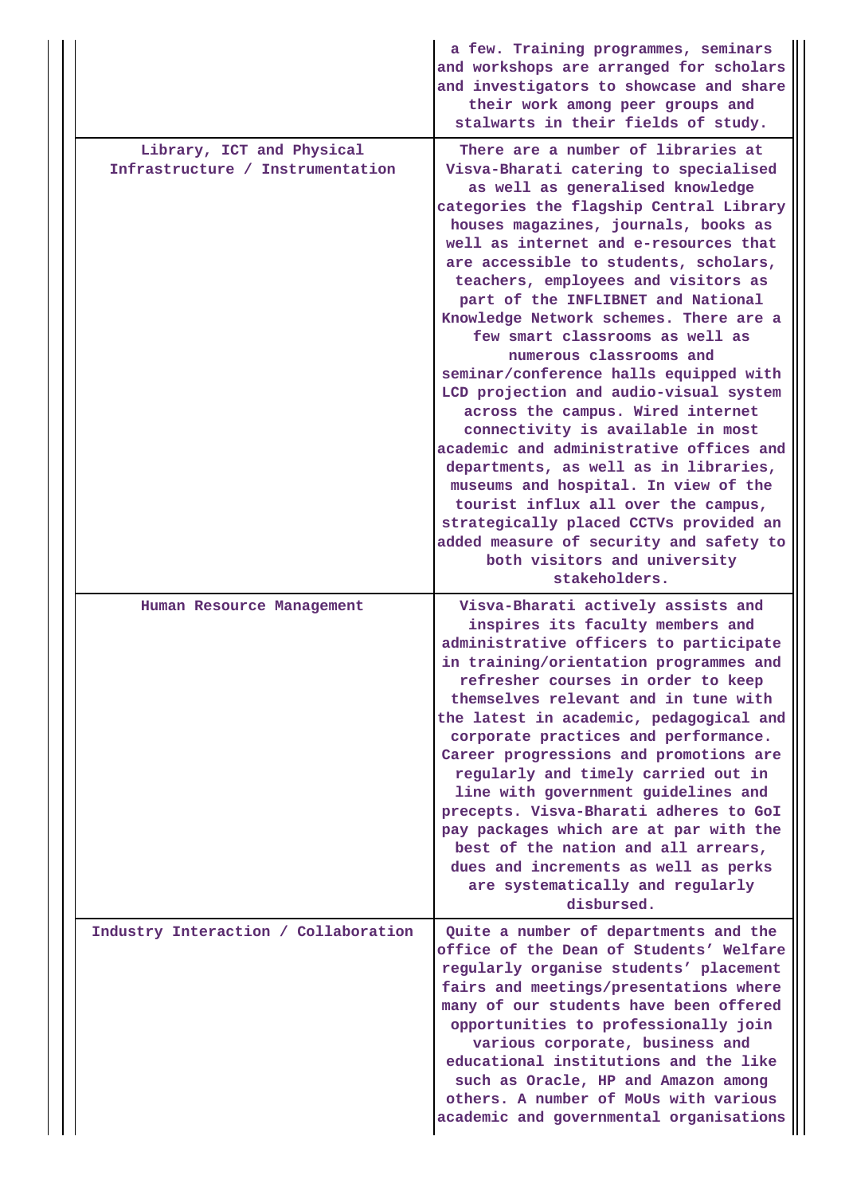| | |
|---|---|
| | a few. Training programmes, seminars and workshops are arranged for scholars and investigators to showcase and share their work among peer groups and stalwarts in their fields of study. |
| Library, ICT and Physical Infrastructure / Instrumentation | There are a number of libraries at Visva-Bharati catering to specialised as well as generalised knowledge categories the flagship Central Library houses magazines, journals, books as well as internet and e-resources that are accessible to students, scholars, teachers, employees and visitors as part of the INFLIBNET and National Knowledge Network schemes. There are a few smart classrooms as well as numerous classrooms and seminar/conference halls equipped with LCD projection and audio-visual system across the campus. Wired internet connectivity is available in most academic and administrative offices and departments, as well as in libraries, museums and hospital. In view of the tourist influx all over the campus, strategically placed CCTVs provided an added measure of security and safety to both visitors and university stakeholders. |
| Human Resource Management | Visva-Bharati actively assists and inspires its faculty members and administrative officers to participate in training/orientation programmes and refresher courses in order to keep themselves relevant and in tune with the latest in academic, pedagogical and corporate practices and performance. Career progressions and promotions are regularly and timely carried out in line with government guidelines and precepts. Visva-Bharati adheres to GoI pay packages which are at par with the best of the nation and all arrears, dues and increments as well as perks are systematically and regularly disbursed. |
| Industry Interaction / Collaboration | Quite a number of departments and the office of the Dean of Students' Welfare regularly organise students' placement fairs and meetings/presentations where many of our students have been offered opportunities to professionally join various corporate, business and educational institutions and the like such as Oracle, HP and Amazon among others. A number of MoUs with various academic and governmental organisations |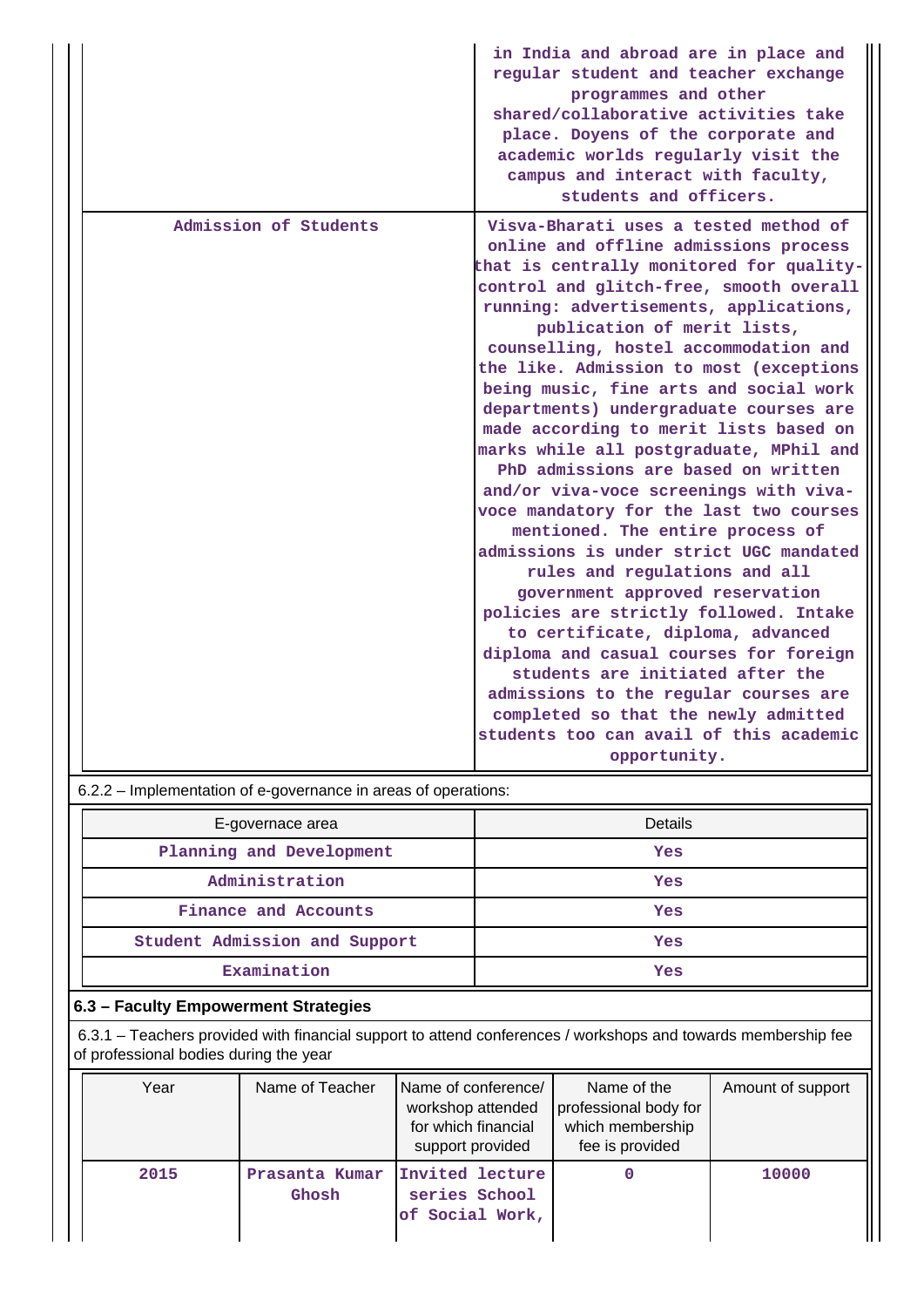| | |
|---|---|
| | in India and abroad are in place and regular student and teacher exchange programmes and other shared/collaborative activities take place. Doyens of the corporate and academic worlds regularly visit the campus and interact with faculty, students and officers. |
| Admission of Students | Visva-Bharati uses a tested method of online and offline admissions process that is centrally monitored for quality-control and glitch-free, smooth overall running: advertisements, applications, publication of merit lists, counselling, hostel accommodation and the like. Admission to most (exceptions being music, fine arts and social work departments) undergraduate courses are made according to merit lists based on marks while all postgraduate, MPhil and PhD admissions are based on written and/or viva-voce screenings with viva-voce mandatory for the last two courses mentioned. The entire process of admissions is under strict UGC mandated rules and regulations and all government approved reservation policies are strictly followed. Intake to certificate, diploma, advanced diploma and casual courses for foreign students are initiated after the admissions to the regular courses are completed so that the newly admitted students too can avail of this academic opportunity. |

6.2.2 – Implementation of e-governance in areas of operations:

| E-governace area | Details |
|---|---|
| Planning and Development | Yes |
| Administration | Yes |
| Finance and Accounts | Yes |
| Student Admission and Support | Yes |
| Examination | Yes |

**6.3 – Faculty Empowerment Strategies**

6.3.1 – Teachers provided with financial support to attend conferences / workshops and towards membership fee of professional bodies during the year

| Year | Name of Teacher | Name of conference/ workshop attended for which financial support provided | Name of the professional body for which membership fee is provided | Amount of support |
|---|---|---|---|---|
| 2015 | Prasanta Kumar Ghosh | Invited lecture series School of Social Work, | 0 | 10000 |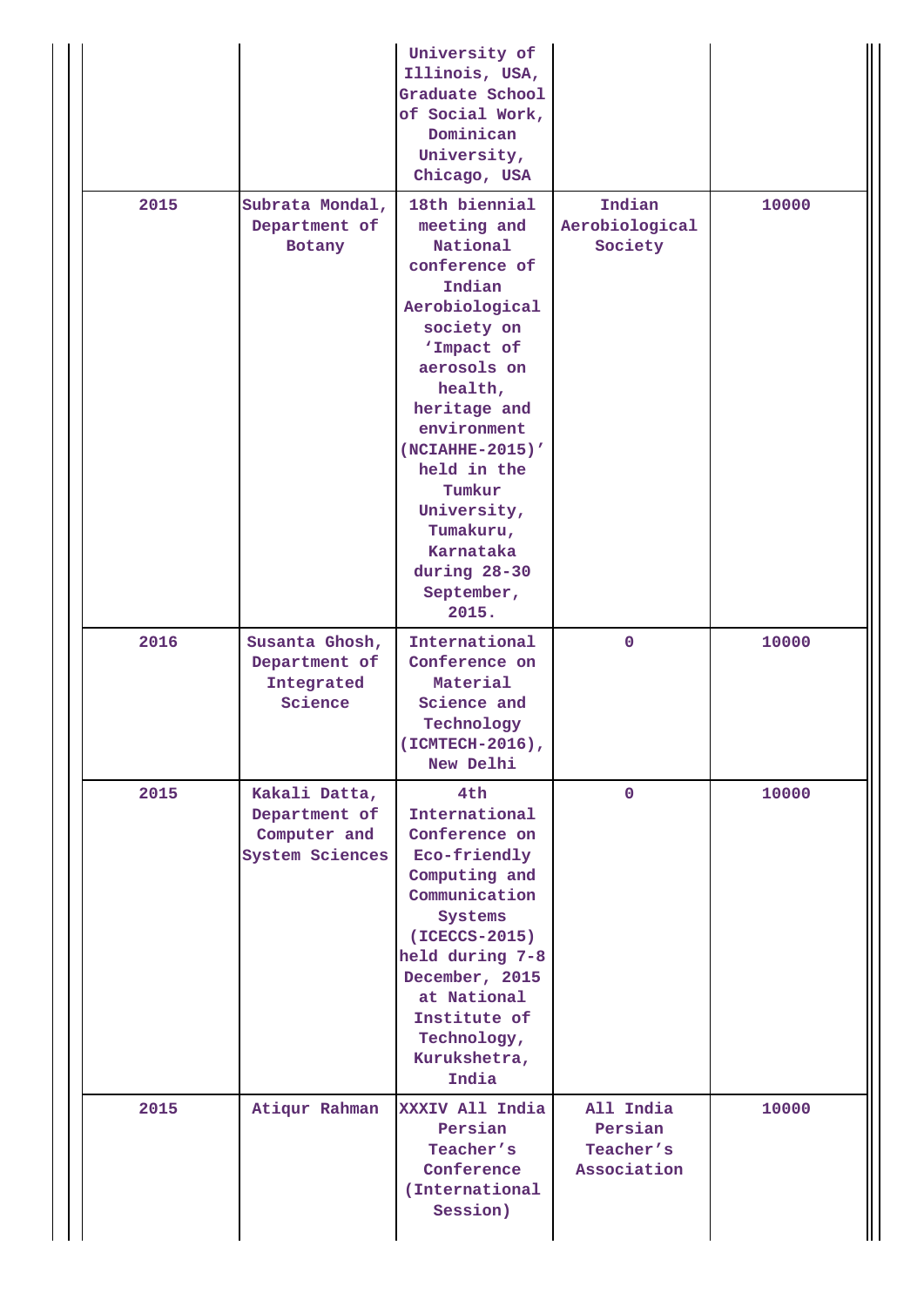| | | | | |
|---|---|---|---|---|
| | | University of Illinois, USA, Graduate School of Social Work, Dominican University, Chicago, USA | | |
| 2015 | Subrata Mondal, Department of Botany | 18th biennial meeting and National conference of Indian Aerobiological society on 'Impact of aerosols on health, heritage and environment (NCIAHHE-2015)' held in the Tumkur University, Tumakuru, Karnataka during 28-30 September, 2015. | Indian Aerobiological Society | 10000 |
| 2016 | Susanta Ghosh, Department of Integrated Science | International Conference on Material Science and Technology (ICMTECH-2016), New Delhi | 0 | 10000 |
| 2015 | Kakali Datta, Department of Computer and System Sciences | 4th International Conference on Eco-friendly Computing and Communication Systems (ICECCS-2015) held during 7-8 December, 2015 at National Institute of Technology, Kurukshetra, India | 0 | 10000 |
| 2015 | Atiqur Rahman | XXXIV All India Persian Teacher's Conference (International Session) | All India Persian Teacher's Association | 10000 |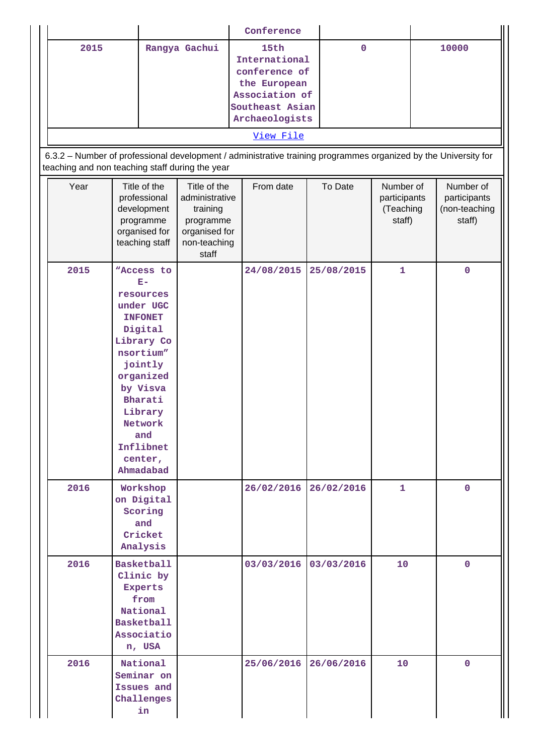| | | Conference | | |
|---|---|---|---|---|
| 2015 | Rangya Gachui | 15th International conference of the European Association of Southeast Asian Archaeologists | 0 | 10000 |

View File

6.3.2 – Number of professional development / administrative training programmes organized by the University for teaching and non teaching staff during the year

| Year | Title of the professional development programme organised for teaching staff | Title of the administrative training programme organised for non-teaching staff | From date | To Date | Number of participants (Teaching staff) | Number of participants (non-teaching staff) |
|---|---|---|---|---|---|---|
| 2015 | "Access to E-resources under UGC INFONET Digital Library Consortium" jointly organized by Visva Bharati Library Network and Inflibnet center, Ahmadabad | | 24/08/2015 | 25/08/2015 | 1 | 0 |
| 2016 | Workshop on Digital Scoring and Cricket Analysis | | 26/02/2016 | 26/02/2016 | 1 | 0 |
| 2016 | Basketball Clinic by Experts from National Basketball Association, USA | | 03/03/2016 | 03/03/2016 | 10 | 0 |
| 2016 | National Seminar on Issues and Challenges in | | 25/06/2016 | 26/06/2016 | 10 | 0 |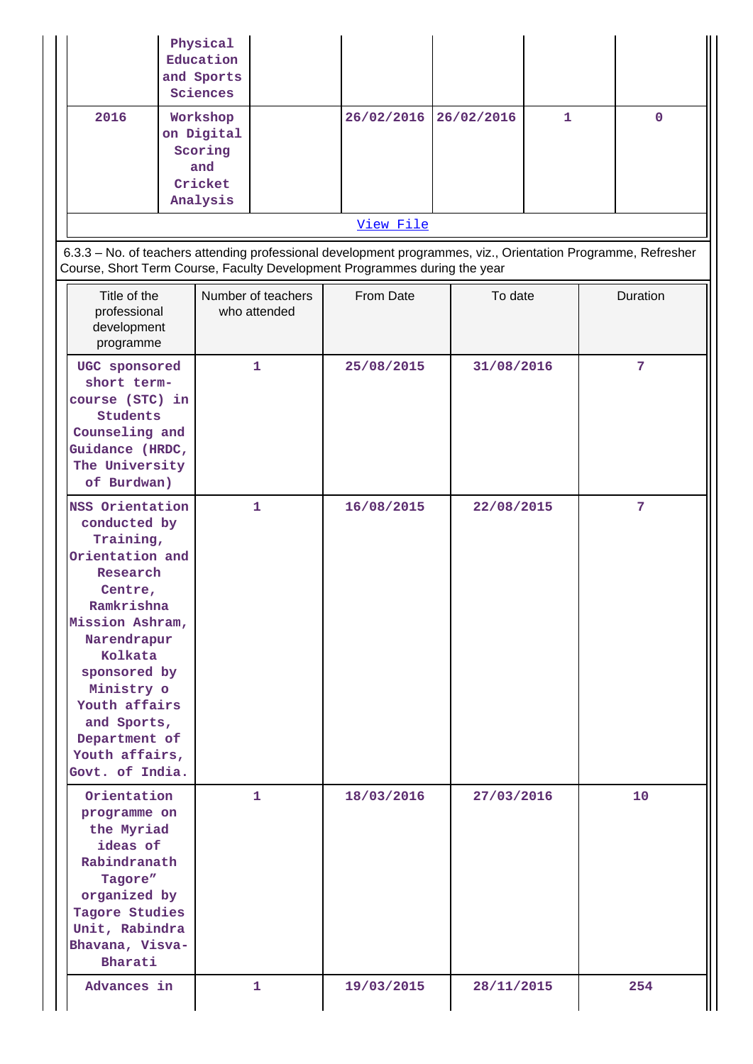|  | Physical Education and Sports Sciences |  |  |  |  |  |
|---|---|---|---|---|---|---|
| 2016 | Workshop on Digital Scoring and Cricket Analysis |  | 26/02/2016 | 26/02/2016 | 1 | 0 |

[View File](View File)

6.3.3 – No. of teachers attending professional development programmes, viz., Orientation Programme, Refresher Course, Short Term Course, Faculty Development Programmes during the year

| Title of the professional development programme | Number of teachers who attended | From Date | To date | Duration |
|---|---|---|---|---|
| UGC sponsored short term-course (STC) in Students Counseling and Guidance (HRDC, The University of Burdwan) | 1 | 25/08/2015 | 31/08/2016 | 7 |
| NSS Orientation conducted by Training, Orientation and Research Centre, Ramkrishna Mission Ashram, Narendrapur Kolkata sponsored by Ministry o Youth affairs and Sports, Department of Youth affairs, Govt. of India. | 1 | 16/08/2015 | 22/08/2015 | 7 |
| Orientation programme on the Myriad ideas of Rabindranath Tagore" organized by Tagore Studies Unit, Rabindra Bhavana, Visva-Bharati | 1 | 18/03/2016 | 27/03/2016 | 10 |
| Advances in | 1 | 19/03/2015 | 28/11/2015 | 254 |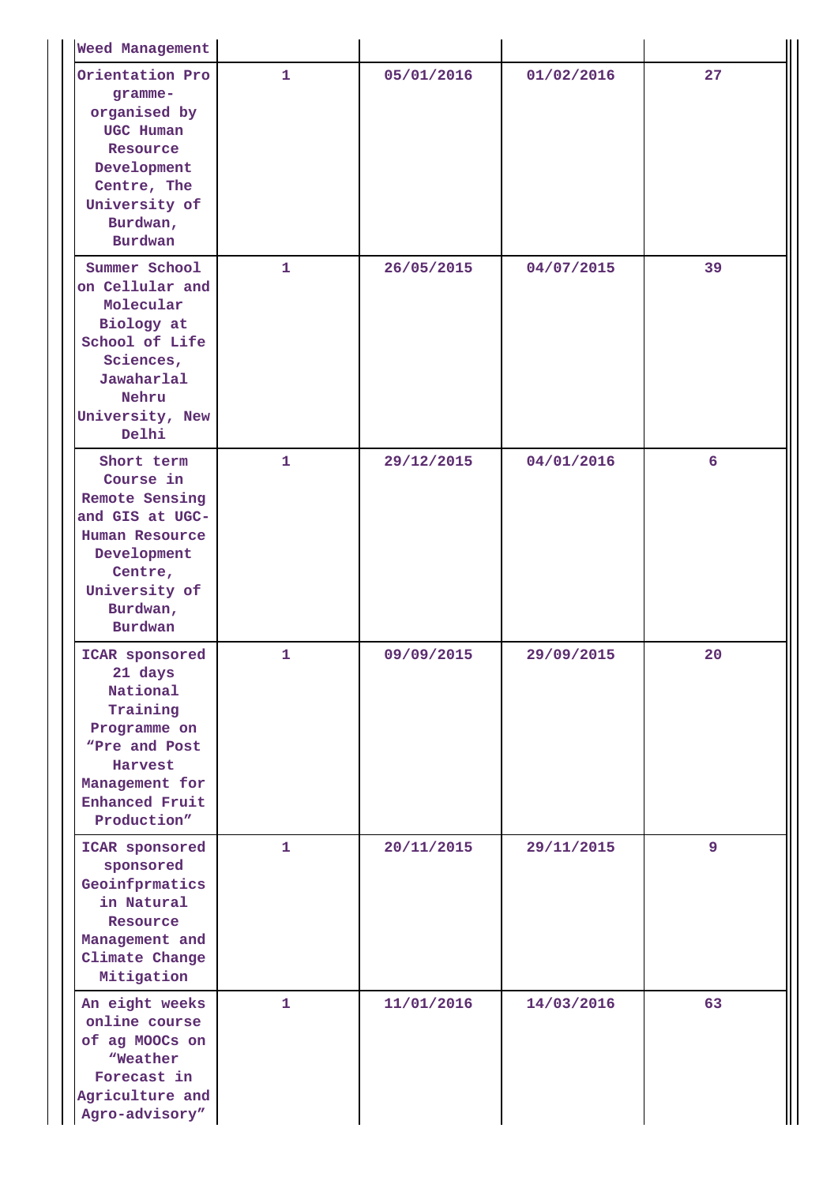| | | | | |
|---|---|---|---|---|
| Weed Management | | | | |
| Orientation Programme-organised by UGC Human Resource Development Centre, The University of Burdwan, Burdwan | 1 | 05/01/2016 | 01/02/2016 | 27 |
| Summer School on Cellular and Molecular Biology at School of Life Sciences, Jawaharlal Nehru University, New Delhi | 1 | 26/05/2015 | 04/07/2015 | 39 |
| Short term Course in Remote Sensing and GIS at UGC-Human Resource Development Centre, University of Burdwan, Burdwan | 1 | 29/12/2015 | 04/01/2016 | 6 |
| ICAR sponsored 21 days National Training Programme on “Pre and Post Harvest Management for Enhanced Fruit Production” | 1 | 09/09/2015 | 29/09/2015 | 20 |
| ICAR sponsored sponsored Geoinfprmatics in Natural Resource Management and Climate Change Mitigation | 1 | 20/11/2015 | 29/11/2015 | 9 |
| An eight weeks online course of ag MOOCs on “Weather Forecast in Agriculture and Agro-advisory” | 1 | 11/01/2016 | 14/03/2016 | 63 |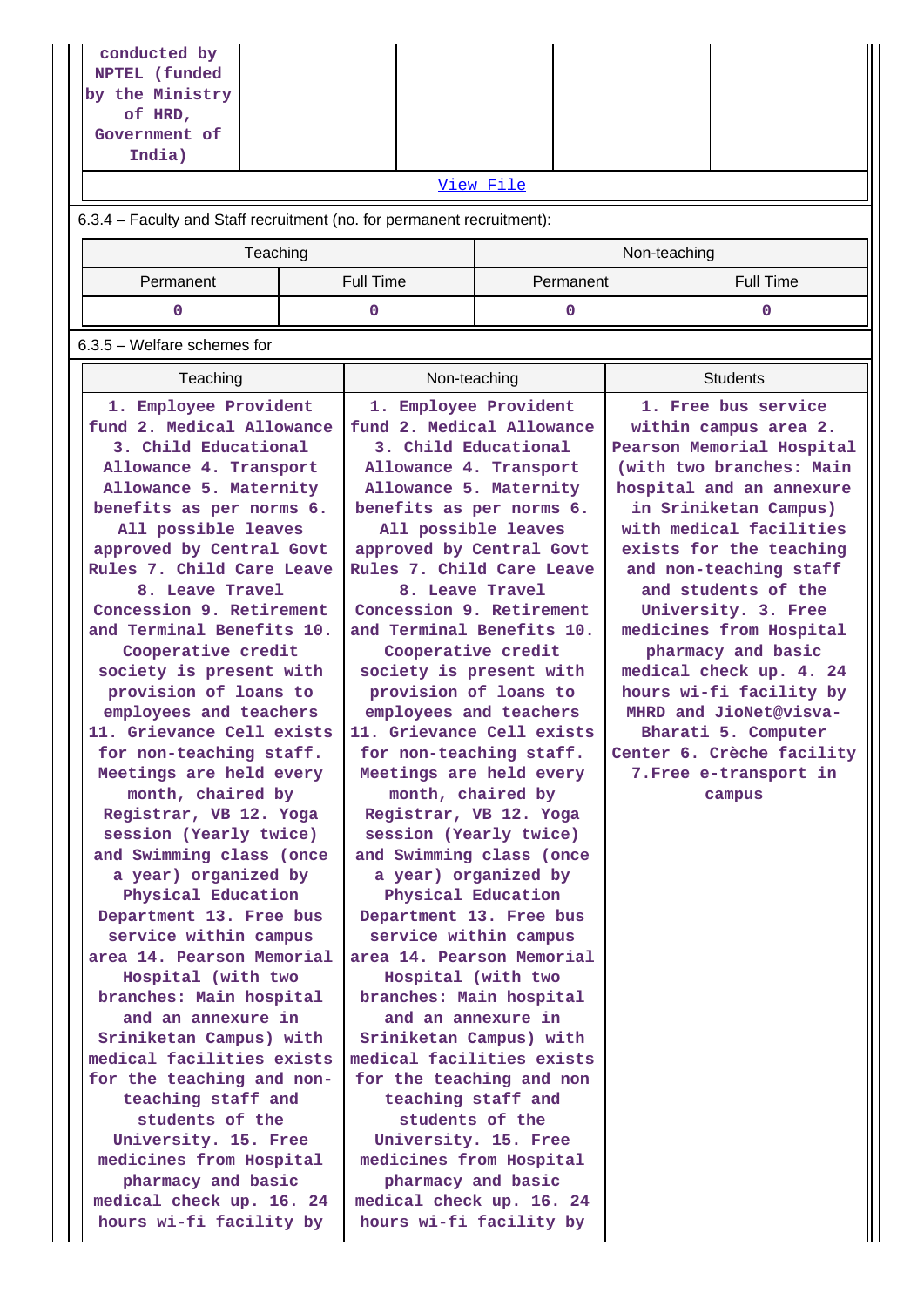| conducted by NPTEL (funded by the Ministry of HRD, Government of India) | | | | |
|---|---|---|---|---|

View File

6.3.4 – Faculty and Staff recruitment (no. for permanent recruitment):

| Teaching | | Non-teaching | |
|---|---|---|---|
| Permanent | Full Time | Permanent | Full Time |
| 0 | 0 | 0 | 0 |

6.3.5 – Welfare schemes for

| Teaching | Non-teaching | Students |
|---|---|---|
| 1. Employee Provident fund 2. Medical Allowance 3. Child Educational Allowance 4. Transport Allowance 5. Maternity benefits as per norms 6. All possible leaves approved by Central Govt Rules 7. Child Care Leave 8. Leave Travel Concession 9. Retirement and Terminal Benefits 10. Cooperative credit society is present with provision of loans to employees and teachers 11. Grievance Cell exists for non-teaching staff. Meetings are held every month, chaired by Registrar, VB 12. Yoga session (Yearly twice) and Swimming class (once a year) organized by Physical Education Department 13. Free bus service within campus area 14. Pearson Memorial Hospital (with two branches: Main hospital and an annexure in Sriniketan Campus) with medical facilities exists for the teaching and non-teaching staff and students of the University. 15. Free medicines from Hospital pharmacy and basic medical check up. 16. 24 hours wi-fi facility by | 1. Employee Provident fund 2. Medical Allowance 3. Child Educational Allowance 4. Transport Allowance 5. Maternity benefits as per norms 6. All possible leaves approved by Central Govt Rules 7. Child Care Leave 8. Leave Travel Concession 9. Retirement and Terminal Benefits 10. Cooperative credit society is present with provision of loans to employees and teachers 11. Grievance Cell exists for non-teaching staff. Meetings are held every month, chaired by Registrar, VB 12. Yoga session (Yearly twice) and Swimming class (once a year) organized by Physical Education Department 13. Free bus service within campus area 14. Pearson Memorial Hospital (with two branches: Main hospital and an annexure in Sriniketan Campus) with medical facilities exists for the teaching and non teaching staff and students of the University. 15. Free medicines from Hospital pharmacy and basic medical check up. 16. 24 hours wi-fi facility by | 1. Free bus service within campus area 2. Pearson Memorial Hospital (with two branches: Main hospital and an annexure in Sriniketan Campus) with medical facilities exists for the teaching and non-teaching staff and students of the University. 3. Free medicines from Hospital pharmacy and basic medical check up. 4. 24 hours wi-fi facility by MHRD and JioNet@visva-Bharati 5. Computer Center 6. Crèche facility 7.Free e-transport in campus |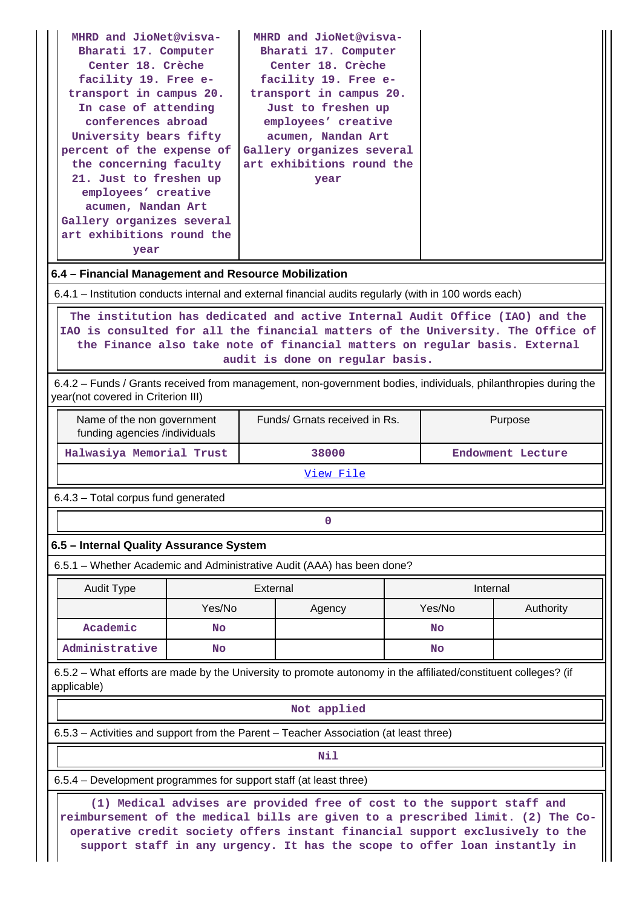| | | |
|---|---|---|
| MHRD and JioNet@visva-Bharati 17. Computer Center 18. Crèche facility 19. Free e-transport in campus 20. In case of attending conferences abroad University bears fifty percent of the expense of the concerning faculty 21. Just to freshen up employees' creative acumen, Nandan Art Gallery organizes several art exhibitions round the year | MHRD and JioNet@visva-Bharati 17. Computer Center 18. Crèche facility 19. Free e-transport in campus 20. Just to freshen up employees' creative acumen, Nandan Art Gallery organizes several art exhibitions round the year | |

**6.4 – Financial Management and Resource Mobilization**

6.4.1 – Institution conducts internal and external financial audits regularly (with in 100 words each)

The institution has dedicated and active Internal Audit Office (IAO) and the IAO is consulted for all the financial matters of the University. The Office of the Finance also take note of financial matters on regular basis. External audit is done on regular basis.

6.4.2 – Funds / Grants received from management, non-government bodies, individuals, philanthropies during the year(not covered in Criterion III)

| Name of the non government funding agencies /individuals | Funds/ Grnats received in Rs. | Purpose |
|---|---|---|
| Halwasiya Memorial Trust | 38000 | Endowment Lecture |

View File

6.4.3 – Total corpus fund generated

0

**6.5 – Internal Quality Assurance System**

6.5.1 – Whether Academic and Administrative Audit (AAA) has been done?

| Audit Type | External | | Internal | |
|---|---|---|---|---|
| | Yes/No | Agency | Yes/No | Authority |
| Academic | No | | No | |
| Administrative | No | | No | |

6.5.2 – What efforts are made by the University to promote autonomy in the affiliated/constituent colleges? (if applicable)

Not applied

6.5.3 – Activities and support from the Parent – Teacher Association (at least three)

Nil

6.5.4 – Development programmes for support staff (at least three)

(1) Medical advises are provided free of cost to the support staff and reimbursement of the medical bills are given to a prescribed limit. (2) The Co-operative credit society offers instant financial support exclusively to the support staff in any urgency. It has the scope to offer loan instantly in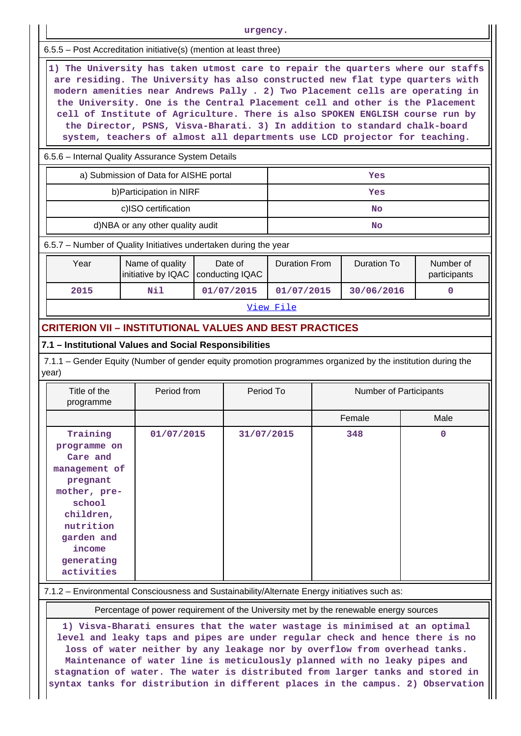urgency.

6.5.5 – Post Accreditation initiative(s) (mention at least three)

1) The University has taken utmost care to repair the quarters where our staffs are residing. The University has also constructed new flat type quarters with modern amenities near Andrews Pally . 2) Two Placement cells are operating in the University. One is the Central Placement cell and other is the Placement cell of Institute of Agriculture. There is also SPOKEN ENGLISH course run by the Director, PSNS, Visva-Bharati. 3) In addition to standard chalk-board system, teachers of almost all departments use LCD projector for teaching.

6.5.6 – Internal Quality Assurance System Details

| | |
|---|---|
| a) Submission of Data for AISHE portal | Yes |
| b)Participation in NIRF | Yes |
| c)ISO certification | No |
| d)NBA or any other quality audit | No |

6.5.7 – Number of Quality Initiatives undertaken during the year

| Year | Name of quality initiative by IQAC | Date of conducting IQAC | Duration From | Duration To | Number of participants |
|---|---|---|---|---|---|
| 2015 | Nil | 01/07/2015 | 01/07/2015 | 30/06/2016 | 0 |

View File

## CRITERION VII – INSTITUTIONAL VALUES AND BEST PRACTICES

### 7.1 – Institutional Values and Social Responsibilities

7.1.1 – Gender Equity (Number of gender equity promotion programmes organized by the institution during the year)

| Title of the programme | Period from | Period To | Number of Participants | |
|---|---|---|---|---|
| | | | Female | Male |
| Training programme on Care and management of pregnant mother, pre-school children, nutrition garden and income generating activities | 01/07/2015 | 31/07/2015 | 348 | 0 |

7.1.2 – Environmental Consciousness and Sustainability/Alternate Energy initiatives such as:

Percentage of power requirement of the University met by the renewable energy sources

1) Visva-Bharati ensures that the water wastage is minimised at an optimal level and leaky taps and pipes are under regular check and hence there is no loss of water neither by any leakage nor by overflow from overhead tanks. Maintenance of water line is meticulously planned with no leaky pipes and stagnation of water. The water is distributed from larger tanks and stored in syntax tanks for distribution in different places in the campus. 2) Observation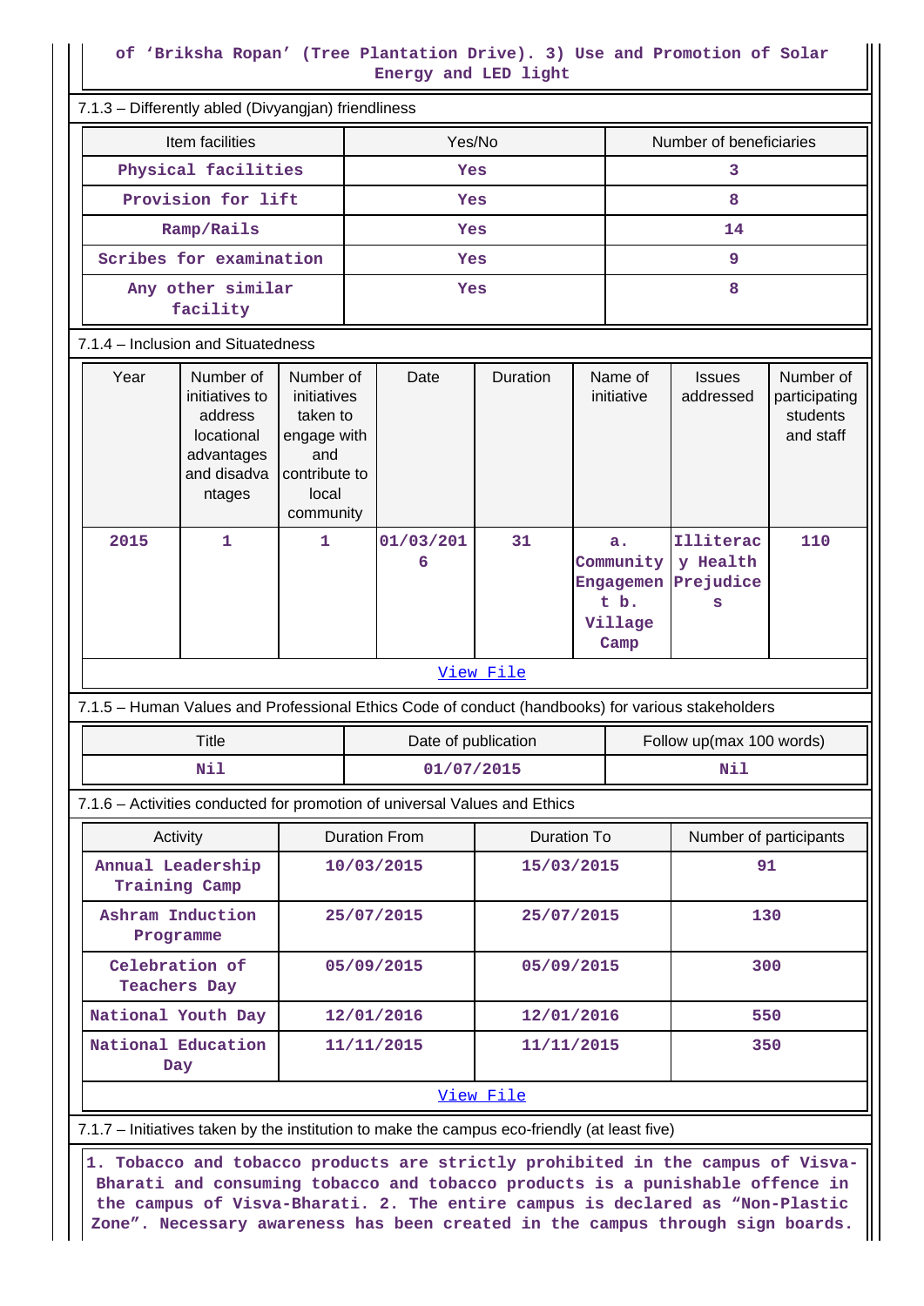of 'Briksha Ropan' (Tree Plantation Drive). 3) Use and Promotion of Solar Energy and LED light

7.1.3 – Differently abled (Divyangjan) friendliness

| Item facilities | Yes/No | Number of beneficiaries |
|---|---|---|
| Physical facilities | Yes | 3 |
| Provision for lift | Yes | 8 |
| Ramp/Rails | Yes | 14 |
| Scribes for examination | Yes | 9 |
| Any other similar facility | Yes | 8 |

7.1.4 – Inclusion and Situatedness

| Year | Number of initiatives to address locational advantages and disadvantages | Number of initiatives taken to engage with and contribute to local community | Date | Duration | Name of initiative | Issues addressed | Number of participating students and staff |
|---|---|---|---|---|---|---|---|
| 2015 | 1 | 1 | 01/03/2016 | 31 | a. Community Engagement b. Village Camp | Illiteracy Health Prejudices | 110 |

View File

7.1.5 – Human Values and Professional Ethics Code of conduct (handbooks) for various stakeholders

| Title | Date of publication | Follow up(max 100 words) |
|---|---|---|
| Nil | 01/07/2015 | Nil |

7.1.6 – Activities conducted for promotion of universal Values and Ethics

| Activity | Duration From | Duration To | Number of participants |
|---|---|---|---|
| Annual Leadership Training Camp | 10/03/2015 | 15/03/2015 | 91 |
| Ashram Induction Programme | 25/07/2015 | 25/07/2015 | 130 |
| Celebration of Teachers Day | 05/09/2015 | 05/09/2015 | 300 |
| National Youth Day | 12/01/2016 | 12/01/2016 | 550 |
| National Education Day | 11/11/2015 | 11/11/2015 | 350 |

View File

7.1.7 – Initiatives taken by the institution to make the campus eco-friendly (at least five)

1. Tobacco and tobacco products are strictly prohibited in the campus of Visva-Bharati and consuming tobacco and tobacco products is a punishable offence in the campus of Visva-Bharati. 2. The entire campus is declared as "Non-Plastic Zone". Necessary awareness has been created in the campus through sign boards.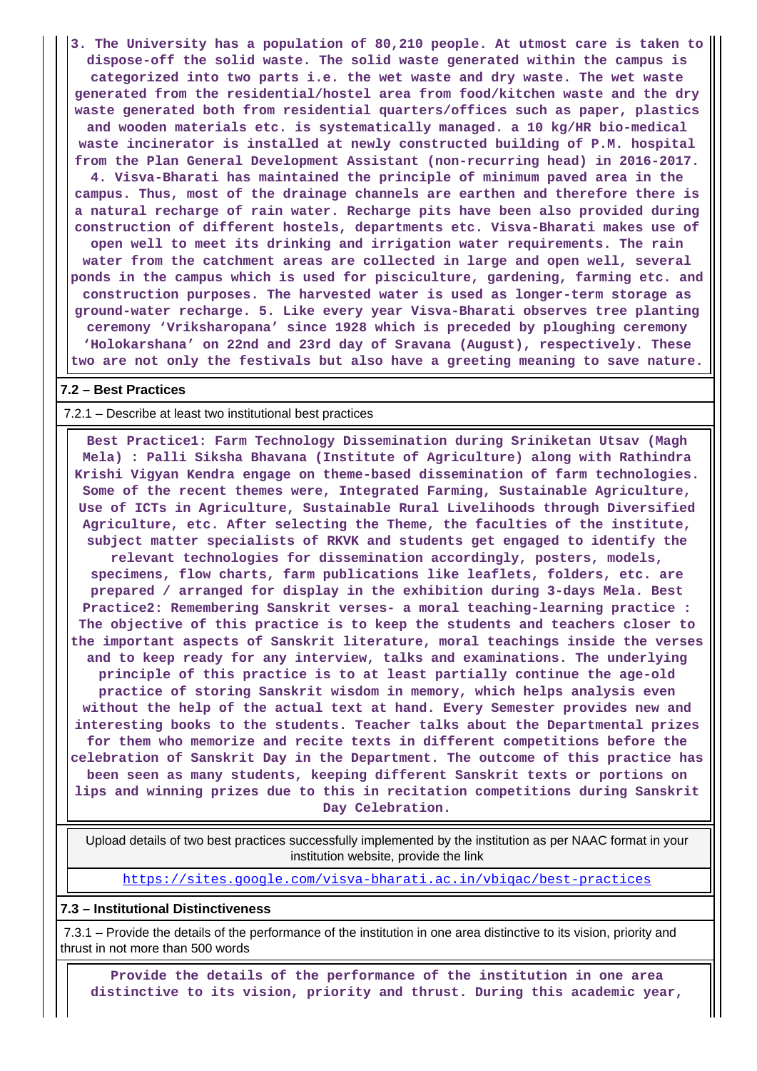3. The University has a population of 80,210 people. At utmost care is taken to dispose-off the solid waste. The solid waste generated within the campus is categorized into two parts i.e. the wet waste and dry waste. The wet waste generated from the residential/hostel area from food/kitchen waste and the dry waste generated both from residential quarters/offices such as paper, plastics and wooden materials etc. is systematically managed. a 10 kg/HR bio-medical waste incinerator is installed at newly constructed building of P.M. hospital from the Plan General Development Assistant (non-recurring head) in 2016-2017. 4. Visva-Bharati has maintained the principle of minimum paved area in the campus. Thus, most of the drainage channels are earthen and therefore there is a natural recharge of rain water. Recharge pits have been also provided during construction of different hostels, departments etc. Visva-Bharati makes use of open well to meet its drinking and irrigation water requirements. The rain water from the catchment areas are collected in large and open well, several ponds in the campus which is used for pisciculture, gardening, farming etc. and construction purposes. The harvested water is used as longer-term storage as ground-water recharge. 5. Like every year Visva-Bharati observes tree planting ceremony 'Vriksharopana' since 1928 which is preceded by ploughing ceremony 'Holokarshana' on 22nd and 23rd day of Sravana (August), respectively. These two are not only the festivals but also have a greeting meaning to save nature.

**7.2 – Best Practices**

7.2.1 – Describe at least two institutional best practices

Best Practice1: Farm Technology Dissemination during Sriniketan Utsav (Magh Mela) : Palli Siksha Bhavana (Institute of Agriculture) along with Rathindra Krishi Vigyan Kendra engage on theme-based dissemination of farm technologies. Some of the recent themes were, Integrated Farming, Sustainable Agriculture, Use of ICTs in Agriculture, Sustainable Rural Livelihoods through Diversified Agriculture, etc. After selecting the Theme, the faculties of the institute, subject matter specialists of RKVK and students get engaged to identify the relevant technologies for dissemination accordingly, posters, models, specimens, flow charts, farm publications like leaflets, folders, etc. are prepared / arranged for display in the exhibition during 3-days Mela. Best Practice2: Remembering Sanskrit verses- a moral teaching-learning practice : The objective of this practice is to keep the students and teachers closer to the important aspects of Sanskrit literature, moral teachings inside the verses and to keep ready for any interview, talks and examinations. The underlying principle of this practice is to at least partially continue the age-old practice of storing Sanskrit wisdom in memory, which helps analysis even without the help of the actual text at hand. Every Semester provides new and interesting books to the students. Teacher talks about the Departmental prizes for them who memorize and recite texts in different competitions before the celebration of Sanskrit Day in the Department. The outcome of this practice has been seen as many students, keeping different Sanskrit texts or portions on lips and winning prizes due to this in recitation competitions during Sanskrit Day Celebration.

Upload details of two best practices successfully implemented by the institution as per NAAC format in your institution website, provide the link

https://sites.google.com/visva-bharati.ac.in/vbiqac/best-practices

**7.3 – Institutional Distinctiveness**

7.3.1 – Provide the details of the performance of the institution in one area distinctive to its vision, priority and thrust in not more than 500 words

Provide the details of the performance of the institution in one area distinctive to its vision, priority and thrust. During this academic year,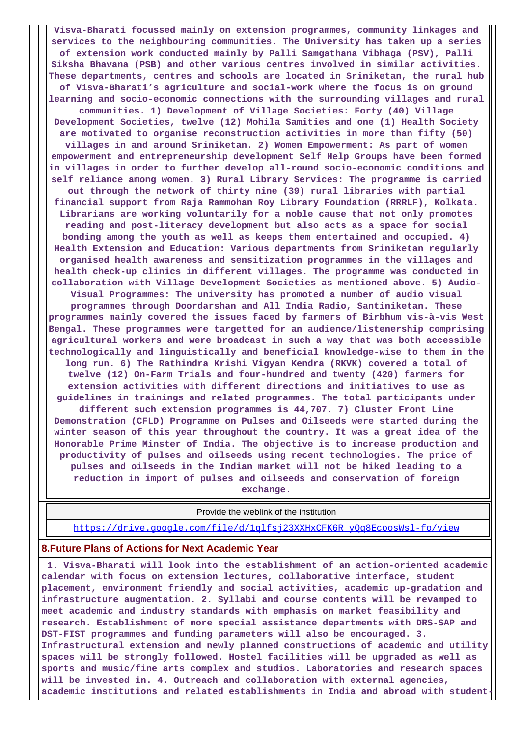**Visva-Bharati focussed mainly on extension programmes, community linkages and services to the neighbouring communities. The University has taken up a series of extension work conducted mainly by Palli Samgathana Vibhaga (PSV), Palli Siksha Bhavana (PSB) and other various centres involved in similar activities. These departments, centres and schools are located in Sriniketan, the rural hub of Visva-Bharati's agriculture and social-work where the focus is on ground learning and socio-economic connections with the surrounding villages and rural communities. 1) Development of Village Societies: Forty (40) Village Development Societies, twelve (12) Mohila Samities and one (1) Health Society are motivated to organise reconstruction activities in more than fifty (50) villages in and around Sriniketan. 2) Women Empowerment: As part of women empowerment and entrepreneurship development Self Help Groups have been formed in villages in order to further develop all-round socio-economic conditions and self reliance among women. 3) Rural Library Services: The programme is carried out through the network of thirty nine (39) rural libraries with partial financial support from Raja Rammohan Roy Library Foundation (RRRLF), Kolkata. Librarians are working voluntarily for a noble cause that not only promotes reading and post-literacy development but also acts as a space for social bonding among the youth as well as keeps them entertained and occupied. 4) Health Extension and Education: Various departments from Sriniketan regularly organised health awareness and sensitization programmes in the villages and health check-up clinics in different villages. The programme was conducted in collaboration with Village Development Societies as mentioned above. 5) Audio-Visual Programmes: The university has promoted a number of audio visual programmes through Doordarshan and All India Radio, Santiniketan. These programmes mainly covered the issues faced by farmers of Birbhum vis-à-vis West Bengal. These programmes were targetted for an audience/listenership comprising agricultural workers and were broadcast in such a way that was both accessible technologically and linguistically and beneficial knowledge-wise to them in the long run. 6) The Rathindra Krishi Vigyan Kendra (RKVK) covered a total of twelve (12) On-Farm Trials and four-hundred and twenty (420) farmers for extension activities with different directions and initiatives to use as guidelines in trainings and related programmes. The total participants under different such extension programmes is 44,707. 7) Cluster Front Line Demonstration (CFLD) Programme on Pulses and Oilseeds were started during the winter season of this year throughout the country. It was a great idea of the Honorable Prime Minster of India. The objective is to increase production and productivity of pulses and oilseeds using recent technologies. The price of pulses and oilseeds in the Indian market will not be hiked leading to a reduction in import of pulses and oilseeds and conservation of foreign exchange.**

| Provide the weblink of the institution |
|---|
| https://drive.google.com/file/d/1qlfsj23XXHxCFK6R_yQq8EcoosWsl-fo/view |

## 8.Future Plans of Actions for Next Academic Year

**1. Visva-Bharati will look into the establishment of an action-oriented academic calendar with focus on extension lectures, collaborative interface, student placement, environment friendly and social activities, academic up-gradation and infrastructure augmentation. 2. Syllabi and course contents will be revamped to meet academic and industry standards with emphasis on market feasibility and research. Establishment of more special assistance departments with DRS-SAP and DST-FIST programmes and funding parameters will also be encouraged. 3. Infrastructural extension and newly planned constructions of academic and utility spaces will be strongly followed. Hostel facilities will be upgraded as well as sports and music/fine arts complex and studios. Laboratories and research spaces will be invested in. 4. Outreach and collaboration with external agencies, academic institutions and related establishments in India and abroad with student-**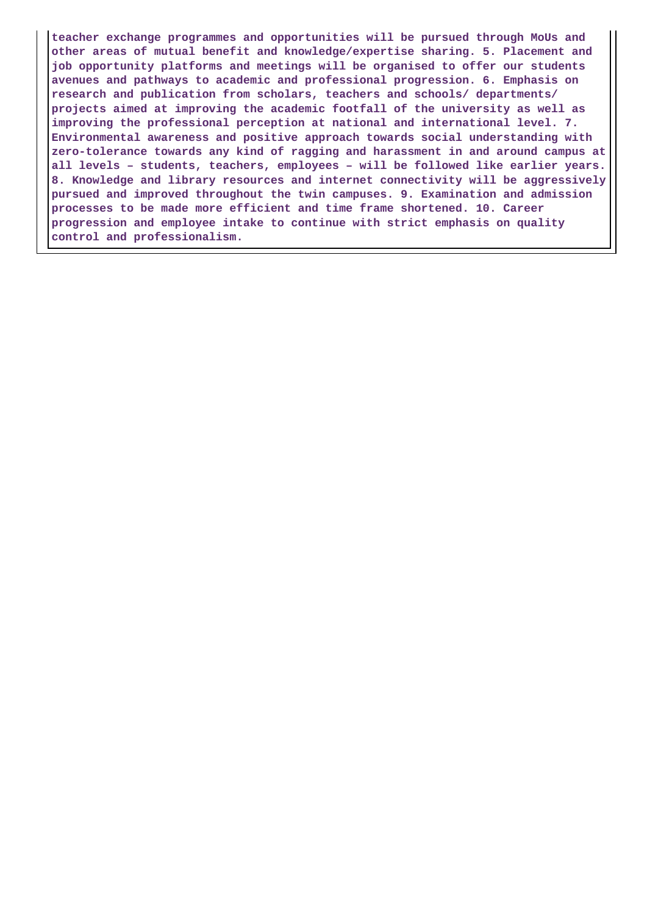**teacher exchange programmes and opportunities will be pursued through MoUs and other areas of mutual benefit and knowledge/expertise sharing. 5. Placement and job opportunity platforms and meetings will be organised to offer our students avenues and pathways to academic and professional progression. 6. Emphasis on research and publication from scholars, teachers and schools/ departments/ projects aimed at improving the academic footfall of the university as well as improving the professional perception at national and international level. 7. Environmental awareness and positive approach towards social understanding with zero-tolerance towards any kind of ragging and harassment in and around campus at all levels – students, teachers, employees – will be followed like earlier years. 8. Knowledge and library resources and internet connectivity will be aggressively pursued and improved throughout the twin campuses. 9. Examination and admission processes to be made more efficient and time frame shortened. 10. Career progression and employee intake to continue with strict emphasis on quality control and professionalism.**